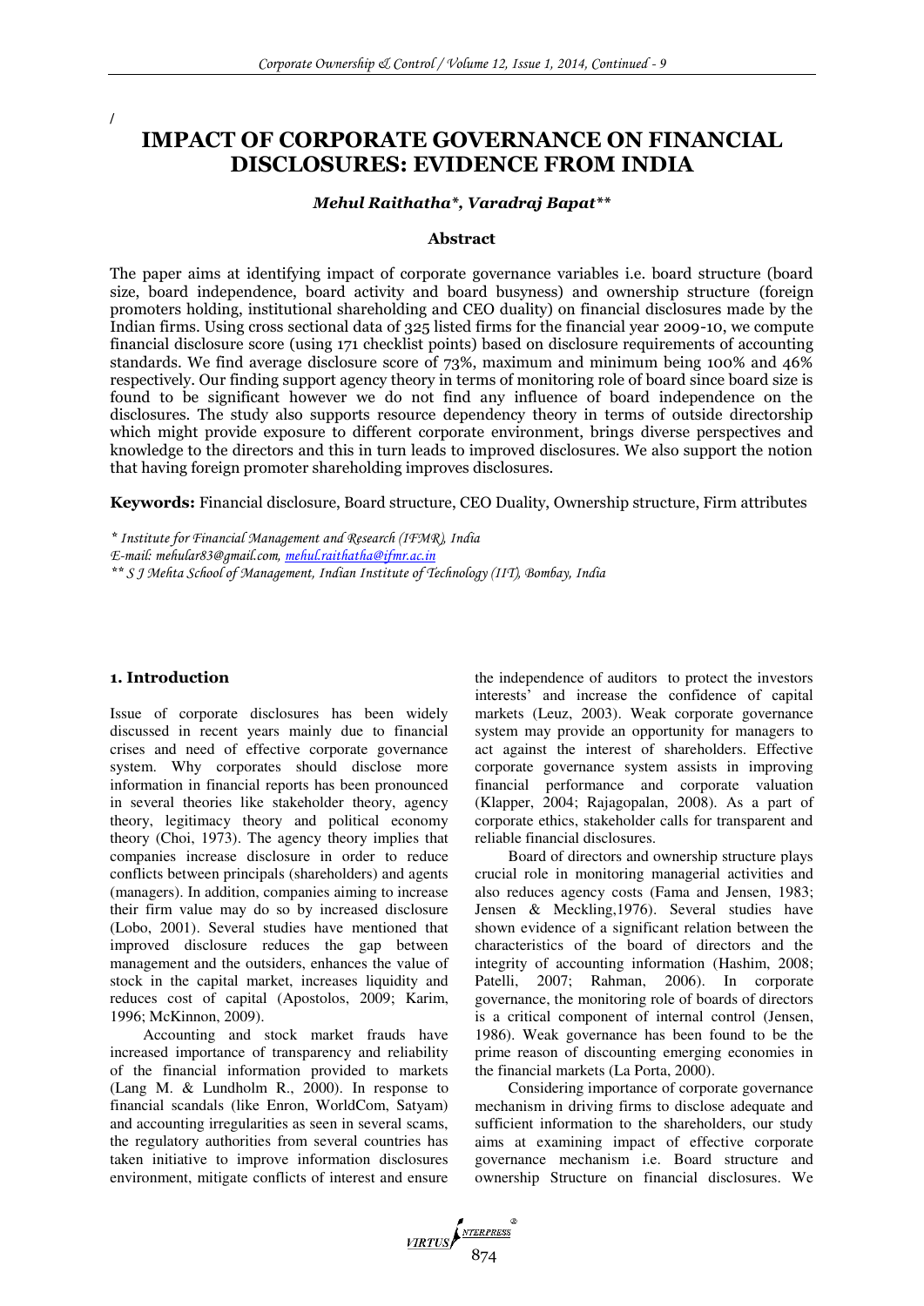# IMPACT OF CORPORATE GOVERNANCE ON FINANCIAL DISCLOSURES: EVIDENCE FROM INDIA

***Mehul Raithatha\*, Varadraj Bapat\*\****

### Abstract

The paper aims at identifying impact of corporate governance variables i.e. board structure (board size, board independence, board activity and board busyness) and ownership structure (foreign promoters holding, institutional shareholding and CEO duality) on financial disclosures made by the Indian firms. Using cross sectional data of 325 listed firms for the financial year 2009-10, we compute financial disclosure score (using 171 checklist points) based on disclosure requirements of accounting standards. We find average disclosure score of 73%, maximum and minimum being 100% and 46% respectively. Our finding support agency theory in terms of monitoring role of board since board size is found to be significant however we do not find any influence of board independence on the disclosures. The study also supports resource dependency theory in terms of outside directorship which might provide exposure to different corporate environment, brings diverse perspectives and knowledge to the directors and this in turn leads to improved disclosures. We also support the notion that having foreign promoter shareholding improves disclosures.

**Keywords:** Financial disclosure, Board structure, CEO Duality, Ownership structure, Firm attributes

*\* Institute for Financial Management and Research (IFMR), India*
*E-mail: mehular83@gmail.com, mehul.raithatha@ifmr.ac.in*
*\*\* S J Mehta School of Management, Indian Institute of Technology (IIT), Bombay, India*

## 1. Introduction

Issue of corporate disclosures has been widely discussed in recent years mainly due to financial crises and need of effective corporate governance system. Why corporates should disclose more information in financial reports has been pronounced in several theories like stakeholder theory, agency theory, legitimacy theory and political economy theory (Choi, 1973). The agency theory implies that companies increase disclosure in order to reduce conflicts between principals (shareholders) and agents (managers). In addition, companies aiming to increase their firm value may do so by increased disclosure (Lobo, 2001). Several studies have mentioned that improved disclosure reduces the gap between management and the outsiders, enhances the value of stock in the capital market, increases liquidity and reduces cost of capital (Apostolos, 2009; Karim, 1996; McKinnon, 2009).

Accounting and stock market frauds have increased importance of transparency and reliability of the financial information provided to markets (Lang M. & Lundholm R., 2000). In response to financial scandals (like Enron, WorldCom, Satyam) and accounting irregularities as seen in several scams, the regulatory authorities from several countries has taken initiative to improve information disclosures environment, mitigate conflicts of interest and ensure the independence of auditors to protect the investors interests' and increase the confidence of capital markets (Leuz, 2003). Weak corporate governance system may provide an opportunity for managers to act against the interest of shareholders. Effective corporate governance system assists in improving financial performance and corporate valuation (Klapper, 2004; Rajagopalan, 2008). As a part of corporate ethics, stakeholder calls for transparent and reliable financial disclosures.

Board of directors and ownership structure plays crucial role in monitoring managerial activities and also reduces agency costs (Fama and Jensen, 1983; Jensen & Meckling,1976). Several studies have shown evidence of a significant relation between the characteristics of the board of directors and the integrity of accounting information (Hashim, 2008; Patelli, 2007; Rahman, 2006). In corporate governance, the monitoring role of boards of directors is a critical component of internal control (Jensen, 1986). Weak governance has been found to be the prime reason of discounting emerging economies in the financial markets (La Porta, 2000).

Considering importance of corporate governance mechanism in driving firms to disclose adequate and sufficient information to the shareholders, our study aims at examining impact of effective corporate governance mechanism i.e. Board structure and ownership Structure on financial disclosures. We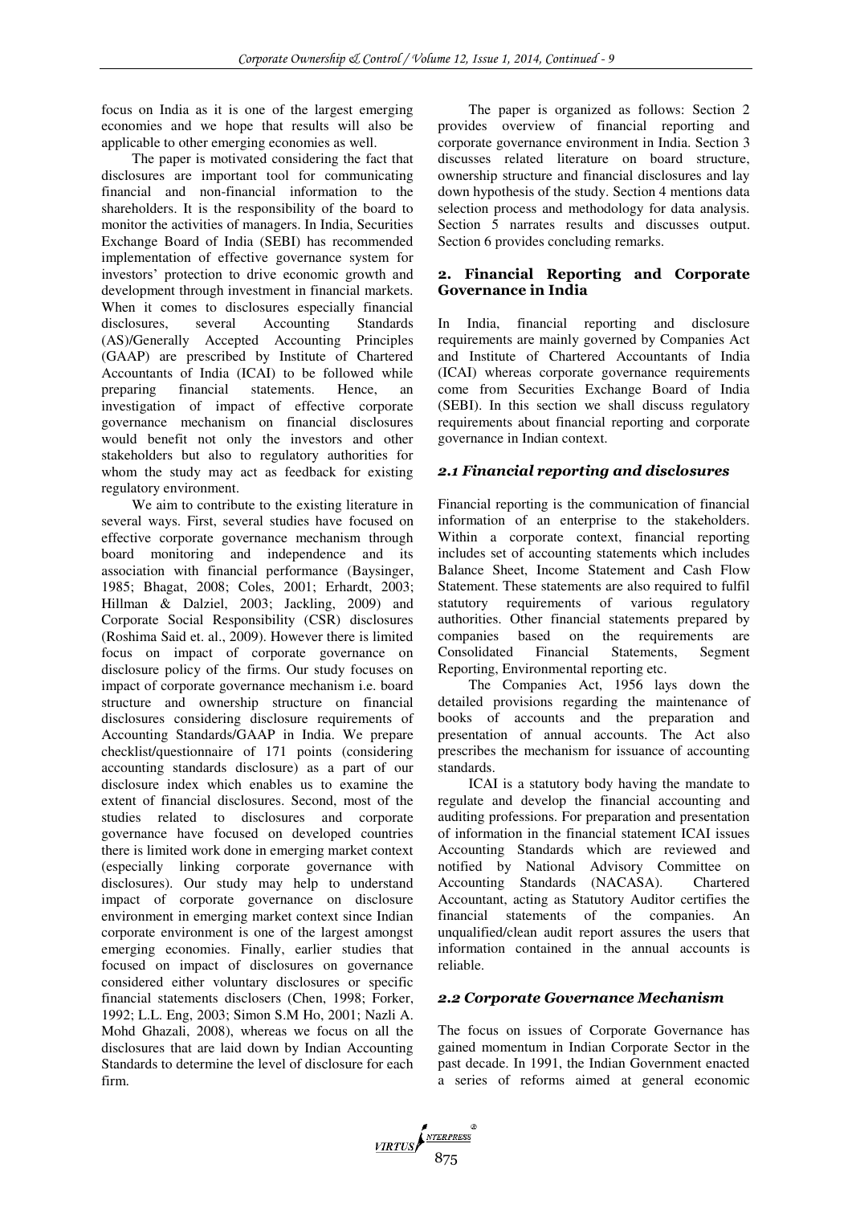focus on India as it is one of the largest emerging economies and we hope that results will also be applicable to other emerging economies as well.

The paper is motivated considering the fact that disclosures are important tool for communicating financial and non-financial information to the shareholders. It is the responsibility of the board to monitor the activities of managers. In India, Securities Exchange Board of India (SEBI) has recommended implementation of effective governance system for investors' protection to drive economic growth and development through investment in financial markets. When it comes to disclosures especially financial disclosures, several Accounting Standards (AS)/Generally Accepted Accounting Principles (GAAP) are prescribed by Institute of Chartered Accountants of India (ICAI) to be followed while preparing financial statements. Hence, an investigation of impact of effective corporate governance mechanism on financial disclosures would benefit not only the investors and other stakeholders but also to regulatory authorities for whom the study may act as feedback for existing regulatory environment.

We aim to contribute to the existing literature in several ways. First, several studies have focused on effective corporate governance mechanism through board monitoring and independence and its association with financial performance (Baysinger, 1985; Bhagat, 2008; Coles, 2001; Erhardt, 2003; Hillman & Dalziel, 2003; Jackling, 2009) and Corporate Social Responsibility (CSR) disclosures (Roshima Said et. al., 2009). However there is limited focus on impact of corporate governance on disclosure policy of the firms. Our study focuses on impact of corporate governance mechanism i.e. board structure and ownership structure on financial disclosures considering disclosure requirements of Accounting Standards/GAAP in India. We prepare checklist/questionnaire of 171 points (considering accounting standards disclosure) as a part of our disclosure index which enables us to examine the extent of financial disclosures. Second, most of the studies related to disclosures and corporate governance have focused on developed countries there is limited work done in emerging market context (especially linking corporate governance with disclosures). Our study may help to understand impact of corporate governance on disclosure environment in emerging market context since Indian corporate environment is one of the largest amongst emerging economies. Finally, earlier studies that focused on impact of disclosures on governance considered either voluntary disclosures or specific financial statements disclosers (Chen, 1998; Forker, 1992; L.L. Eng, 2003; Simon S.M Ho, 2001; Nazli A. Mohd Ghazali, 2008), whereas we focus on all the disclosures that are laid down by Indian Accounting Standards to determine the level of disclosure for each firm.

The paper is organized as follows: Section 2 provides overview of financial reporting and corporate governance environment in India. Section 3 discusses related literature on board structure, ownership structure and financial disclosures and lay down hypothesis of the study. Section 4 mentions data selection process and methodology for data analysis. Section 5 narrates results and discusses output. Section 6 provides concluding remarks.

## 2. Financial Reporting and Corporate Governance in India

In India, financial reporting and disclosure requirements are mainly governed by Companies Act and Institute of Chartered Accountants of India (ICAI) whereas corporate governance requirements come from Securities Exchange Board of India (SEBI). In this section we shall discuss regulatory requirements about financial reporting and corporate governance in Indian context.

### *2.1 Financial reporting and disclosures*

Financial reporting is the communication of financial information of an enterprise to the stakeholders. Within a corporate context, financial reporting includes set of accounting statements which includes Balance Sheet, Income Statement and Cash Flow Statement. These statements are also required to fulfil statutory requirements of various regulatory authorities. Other financial statements prepared by companies based on the requirements are Consolidated Financial Statements, Segment Reporting, Environmental reporting etc.

The Companies Act, 1956 lays down the detailed provisions regarding the maintenance of books of accounts and the preparation and presentation of annual accounts. The Act also prescribes the mechanism for issuance of accounting standards.

ICAI is a statutory body having the mandate to regulate and develop the financial accounting and auditing professions. For preparation and presentation of information in the financial statement ICAI issues Accounting Standards which are reviewed and notified by National Advisory Committee on Accounting Standards (NACASA). Chartered Accountant, acting as Statutory Auditor certifies the financial statements of the companies. An unqualified/clean audit report assures the users that information contained in the annual accounts is reliable.

### *2.2 Corporate Governance Mechanism*

The focus on issues of Corporate Governance has gained momentum in Indian Corporate Sector in the past decade. In 1991, the Indian Government enacted a series of reforms aimed at general economic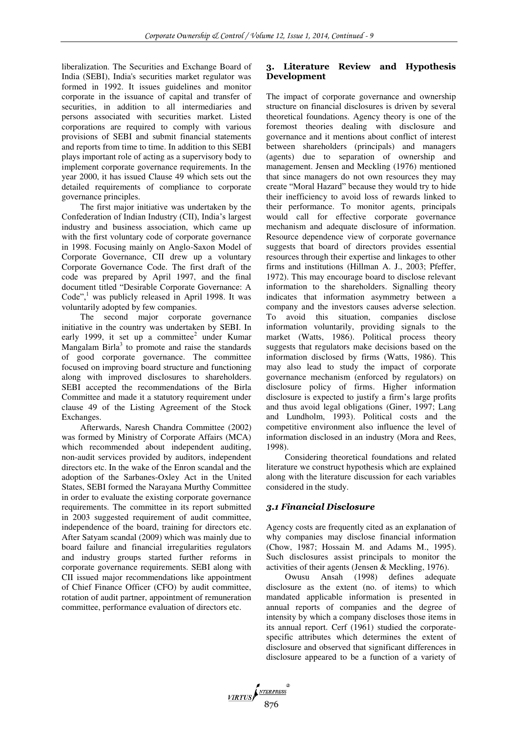liberalization. The Securities and Exchange Board of India (SEBI), India's securities market regulator was formed in 1992. It issues guidelines and monitor corporate in the issuance of capital and transfer of securities, in addition to all intermediaries and persons associated with securities market. Listed corporations are required to comply with various provisions of SEBI and submit financial statements and reports from time to time. In addition to this SEBI plays important role of acting as a supervisory body to implement corporate governance requirements. In the year 2000, it has issued Clause 49 which sets out the detailed requirements of compliance to corporate governance principles.

The first major initiative was undertaken by the Confederation of Indian Industry (CII), India's largest industry and business association, which came up with the first voluntary code of corporate governance in 1998. Focusing mainly on Anglo-Saxon Model of Corporate Governance, CII drew up a voluntary Corporate Governance Code. The first draft of the code was prepared by April 1997, and the final document titled "Desirable Corporate Governance: A Code",[1] was publicly released in April 1998. It was voluntarily adopted by few companies.

The second major corporate governance initiative in the country was undertaken by SEBI. In early 1999, it set up a committee[2] under Kumar Mangalam Birla[3] to promote and raise the standards of good corporate governance. The committee focused on improving board structure and functioning along with improved disclosures to shareholders. SEBI accepted the recommendations of the Birla Committee and made it a statutory requirement under clause 49 of the Listing Agreement of the Stock Exchanges.

Afterwards, Naresh Chandra Committee (2002) was formed by Ministry of Corporate Affairs (MCA) which recommended about independent auditing, non-audit services provided by auditors, independent directors etc. In the wake of the Enron scandal and the adoption of the Sarbanes-Oxley Act in the United States, SEBI formed the Narayana Murthy Committee in order to evaluate the existing corporate governance requirements. The committee in its report submitted in 2003 suggested requirement of audit committee, independence of the board, training for directors etc. After Satyam scandal (2009) which was mainly due to board failure and financial irregularities regulators and industry groups started further reforms in corporate governance requirements. SEBI along with CII issued major recommendations like appointment of Chief Finance Officer (CFO) by audit committee, rotation of audit partner, appointment of remuneration committee, performance evaluation of directors etc.

## 3. Literature Review and Hypothesis Development

The impact of corporate governance and ownership structure on financial disclosures is driven by several theoretical foundations. Agency theory is one of the foremost theories dealing with disclosure and governance and it mentions about conflict of interest between shareholders (principals) and managers (agents) due to separation of ownership and management. Jensen and Meckling (1976) mentioned that since managers do not own resources they may create "Moral Hazard" because they would try to hide their inefficiency to avoid loss of rewards linked to their performance. To monitor agents, principals would call for effective corporate governance mechanism and adequate disclosure of information. Resource dependence view of corporate governance suggests that board of directors provides essential resources through their expertise and linkages to other firms and institutions (Hillman A. J., 2003; Pfeffer, 1972). This may encourage board to disclose relevant information to the shareholders. Signalling theory indicates that information asymmetry between a company and the investors causes adverse selection. To avoid this situation, companies disclose information voluntarily, providing signals to the market (Watts, 1986). Political process theory suggests that regulators make decisions based on the information disclosed by firms (Watts, 1986). This may also lead to study the impact of corporate governance mechanism (enforced by regulators) on disclosure policy of firms. Higher information disclosure is expected to justify a firm's large profits and thus avoid legal obligations (Giner, 1997; Lang and Lundholm, 1993). Political costs and the competitive environment also influence the level of information disclosed in an industry (Mora and Rees, 1998).

Considering theoretical foundations and related literature we construct hypothesis which are explained along with the literature discussion for each variables considered in the study.

### *3.1 Financial Disclosure*

Agency costs are frequently cited as an explanation of why companies may disclose financial information (Chow, 1987; Hossain M. and Adams M., 1995). Such disclosures assist principals to monitor the activities of their agents (Jensen & Meckling, 1976).

Owusu Ansah (1998) defines adequate disclosure as the extent (no. of items) to which mandated applicable information is presented in annual reports of companies and the degree of intensity by which a company discloses those items in its annual report. Cerf (1961) studied the corporate-specific attributes which determines the extent of disclosure and observed that significant differences in disclosure appeared to be a function of a variety of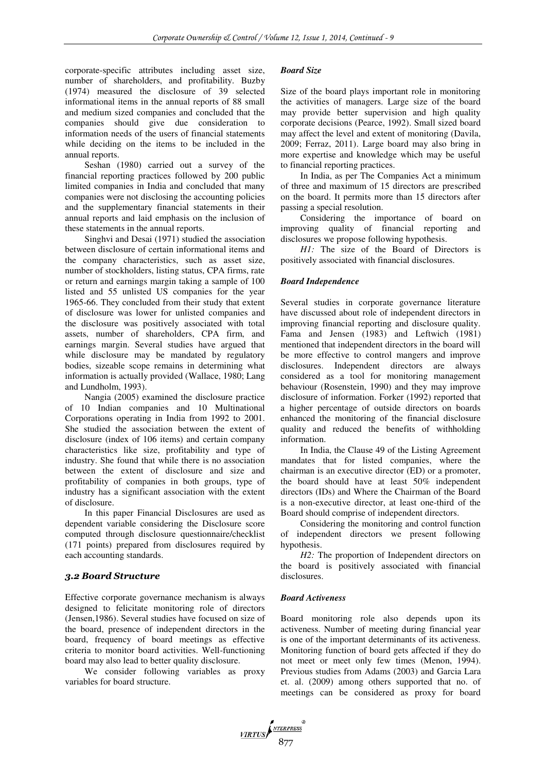corporate-specific attributes including asset size, number of shareholders, and profitability. Buzby (1974) measured the disclosure of 39 selected informational items in the annual reports of 88 small and medium sized companies and concluded that the companies should give due consideration to information needs of the users of financial statements while deciding on the items to be included in the annual reports.

Seshan (1980) carried out a survey of the financial reporting practices followed by 200 public limited companies in India and concluded that many companies were not disclosing the accounting policies and the supplementary financial statements in their annual reports and laid emphasis on the inclusion of these statements in the annual reports.

Singhvi and Desai (1971) studied the association between disclosure of certain informational items and the company characteristics, such as asset size, number of stockholders, listing status, CPA firms, rate or return and earnings margin taking a sample of 100 listed and 55 unlisted US companies for the year 1965-66. They concluded from their study that extent of disclosure was lower for unlisted companies and the disclosure was positively associated with total assets, number of shareholders, CPA firm, and earnings margin. Several studies have argued that while disclosure may be mandated by regulatory bodies, sizeable scope remains in determining what information is actually provided (Wallace, 1980; Lang and Lundholm, 1993).

Nangia (2005) examined the disclosure practice of 10 Indian companies and 10 Multinational Corporations operating in India from 1992 to 2001. She studied the association between the extent of disclosure (index of 106 items) and certain company characteristics like size, profitability and type of industry. She found that while there is no association between the extent of disclosure and size and profitability of companies in both groups, type of industry has a significant association with the extent of disclosure.

In this paper Financial Disclosures are used as dependent variable considering the Disclosure score computed through disclosure questionnaire/checklist (171 points) prepared from disclosures required by each accounting standards.

### 3.2 Board Structure

Effective corporate governance mechanism is always designed to felicitate monitoring role of directors (Jensen,1986). Several studies have focused on size of the board, presence of independent directors in the board, frequency of board meetings as effective criteria to monitor board activities. Well-functioning board may also lead to better quality disclosure.

We consider following variables as proxy variables for board structure.

#### Board Size

Size of the board plays important role in monitoring the activities of managers. Large size of the board may provide better supervision and high quality corporate decisions (Pearce, 1992). Small sized board may affect the level and extent of monitoring (Davila, 2009; Ferraz, 2011). Large board may also bring in more expertise and knowledge which may be useful to financial reporting practices.

In India, as per The Companies Act a minimum of three and maximum of 15 directors are prescribed on the board. It permits more than 15 directors after passing a special resolution.

Considering the importance of board on improving quality of financial reporting and disclosures we propose following hypothesis.

*H1:* The size of the Board of Directors is positively associated with financial disclosures.

#### Board Independence

Several studies in corporate governance literature have discussed about role of independent directors in improving financial reporting and disclosure quality. Fama and Jensen (1983) and Leftwich (1981) mentioned that independent directors in the board will be more effective to control mangers and improve disclosures. Independent directors are always considered as a tool for monitoring management behaviour (Rosenstein, 1990) and they may improve disclosure of information. Forker (1992) reported that a higher percentage of outside directors on boards enhanced the monitoring of the financial disclosure quality and reduced the benefits of withholding information.

In India, the Clause 49 of the Listing Agreement mandates that for listed companies, where the chairman is an executive director (ED) or a promoter, the board should have at least 50% independent directors (IDs) and Where the Chairman of the Board is a non-executive director, at least one-third of the Board should comprise of independent directors.

Considering the monitoring and control function of independent directors we present following hypothesis.

*H2:* The proportion of Independent directors on the board is positively associated with financial disclosures.

#### Board Activeness

Board monitoring role also depends upon its activeness. Number of meeting during financial year is one of the important determinants of its activeness. Monitoring function of board gets affected if they do not meet or meet only few times (Menon, 1994). Previous studies from Adams (2003) and Garcia Lara et. al. (2009) among others supported that no. of meetings can be considered as proxy for board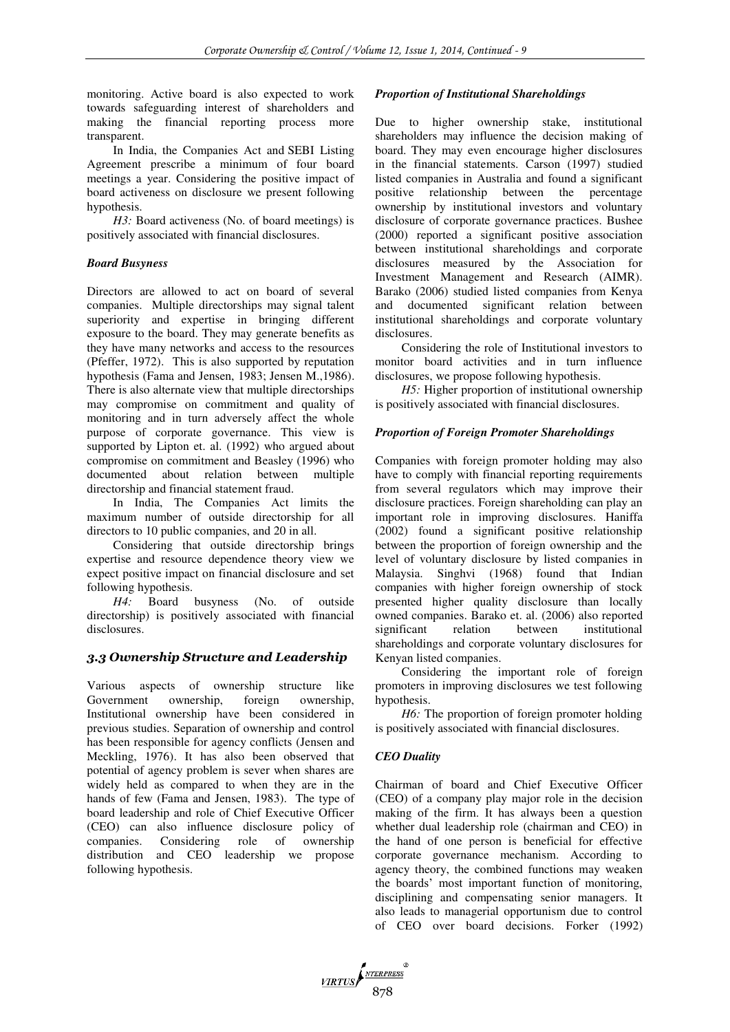monitoring. Active board is also expected to work towards safeguarding interest of shareholders and making the financial reporting process more transparent.

In India, the Companies Act and SEBI Listing Agreement prescribe a minimum of four board meetings a year. Considering the positive impact of board activeness on disclosure we present following hypothesis.

*H3:* Board activeness (No. of board meetings) is positively associated with financial disclosures.

***Board Busyness***

Directors are allowed to act on board of several companies. Multiple directorships may signal talent superiority and expertise in bringing different exposure to the board. They may generate benefits as they have many networks and access to the resources (Pfeffer, 1972). This is also supported by reputation hypothesis (Fama and Jensen, 1983; Jensen M.,1986). There is also alternate view that multiple directorships may compromise on commitment and quality of monitoring and in turn adversely affect the whole purpose of corporate governance. This view is supported by Lipton et. al. (1992) who argued about compromise on commitment and Beasley (1996) who documented about relation between multiple directorship and financial statement fraud.

In India, The Companies Act limits the maximum number of outside directorship for all directors to 10 public companies, and 20 in all.

Considering that outside directorship brings expertise and resource dependence theory view we expect positive impact on financial disclosure and set following hypothesis.

*H4:* Board busyness (No. of outside directorship) is positively associated with financial disclosures.

### 3.3 Ownership Structure and Leadership

Various aspects of ownership structure like Government ownership, foreign ownership, Institutional ownership have been considered in previous studies. Separation of ownership and control has been responsible for agency conflicts (Jensen and Meckling, 1976). It has also been observed that potential of agency problem is sever when shares are widely held as compared to when they are in the hands of few (Fama and Jensen, 1983). The type of board leadership and role of Chief Executive Officer (CEO) can also influence disclosure policy of companies. Considering role of ownership distribution and CEO leadership we propose following hypothesis.

***Proportion of Institutional Shareholdings***

Due to higher ownership stake, institutional shareholders may influence the decision making of board. They may even encourage higher disclosures in the financial statements. Carson (1997) studied listed companies in Australia and found a significant positive relationship between the percentage ownership by institutional investors and voluntary disclosure of corporate governance practices. Bushee (2000) reported a significant positive association between institutional shareholdings and corporate disclosures measured by the Association for Investment Management and Research (AIMR). Barako (2006) studied listed companies from Kenya and documented significant relation between institutional shareholdings and corporate voluntary disclosures.

Considering the role of Institutional investors to monitor board activities and in turn influence disclosures, we propose following hypothesis.

*H5:* Higher proportion of institutional ownership is positively associated with financial disclosures.

***Proportion of Foreign Promoter Shareholdings***

Companies with foreign promoter holding may also have to comply with financial reporting requirements from several regulators which may improve their disclosure practices. Foreign shareholding can play an important role in improving disclosures. Haniffa (2002) found a significant positive relationship between the proportion of foreign ownership and the level of voluntary disclosure by listed companies in Malaysia. Singhvi (1968) found that Indian companies with higher foreign ownership of stock presented higher quality disclosure than locally owned companies. Barako et. al. (2006) also reported significant relation between institutional shareholdings and corporate voluntary disclosures for Kenyan listed companies.

Considering the important role of foreign promoters in improving disclosures we test following hypothesis.

*H6:* The proportion of foreign promoter holding is positively associated with financial disclosures.

***CEO Duality***

Chairman of board and Chief Executive Officer (CEO) of a company play major role in the decision making of the firm. It has always been a question whether dual leadership role (chairman and CEO) in the hand of one person is beneficial for effective corporate governance mechanism. According to agency theory, the combined functions may weaken the boards' most important function of monitoring, disciplining and compensating senior managers. It also leads to managerial opportunism due to control of CEO over board decisions. Forker (1992)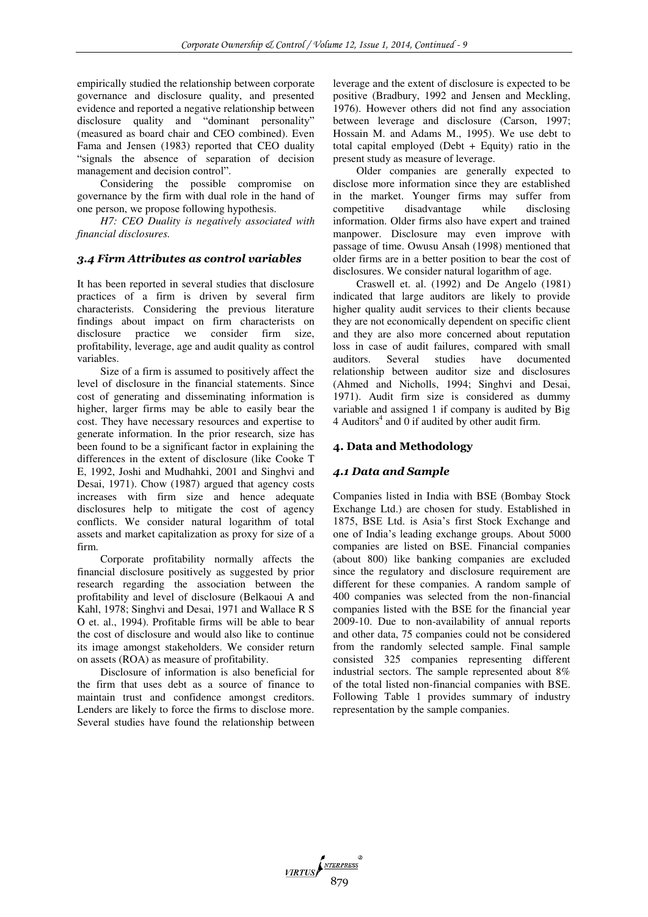empirically studied the relationship between corporate governance and disclosure quality, and presented evidence and reported a negative relationship between disclosure quality and "dominant personality" (measured as board chair and CEO combined). Even Fama and Jensen (1983) reported that CEO duality "signals the absence of separation of decision management and decision control".

Considering the possible compromise on governance by the firm with dual role in the hand of one person, we propose following hypothesis.

*H7: CEO Duality is negatively associated with financial disclosures.*

### 3.4 Firm Attributes as control variables

It has been reported in several studies that disclosure practices of a firm is driven by several firm characteristics. Considering the previous literature findings about impact on firm characterstics on disclosure practice we consider firm size, profitability, leverage, age and audit quality as control variables.

Size of a firm is assumed to positively affect the level of disclosure in the financial statements. Since cost of generating and disseminating information is higher, larger firms may be able to easily bear the cost. They have necessary resources and expertise to generate information. In the prior research, size has been found to be a significant factor in explaining the differences in the extent of disclosure (like Cooke T E, 1992, Joshi and Mudhahki, 2001 and Singhvi and Desai, 1971). Chow (1987) argued that agency costs increases with firm size and hence adequate disclosures help to mitigate the cost of agency conflicts. We consider natural logarithm of total assets and market capitalization as proxy for size of a firm.

Corporate profitability normally affects the financial disclosure positively as suggested by prior research regarding the association between the profitability and level of disclosure (Belkaoui A and Kahl, 1978; Singhvi and Desai, 1971 and Wallace R S O et. al., 1994). Profitable firms will be able to bear the cost of disclosure and would also like to continue its image amongst stakeholders. We consider return on assets (ROA) as measure of profitability.

Disclosure of information is also beneficial for the firm that uses debt as a source of finance to maintain trust and confidence amongst creditors. Lenders are likely to force the firms to disclose more. Several studies have found the relationship between leverage and the extent of disclosure is expected to be positive (Bradbury, 1992 and Jensen and Meckling, 1976). However others did not find any association between leverage and disclosure (Carson, 1997; Hossain M. and Adams M., 1995). We use debt to total capital employed (Debt + Equity) ratio in the present study as measure of leverage.

Older companies are generally expected to disclose more information since they are established in the market. Younger firms may suffer from competitive disadvantage while disclosing information. Older firms also have expert and trained manpower. Disclosure may even improve with passage of time. Owusu Ansah (1998) mentioned that older firms are in a better position to bear the cost of disclosures. We consider natural logarithm of age.

Craswell et. al. (1992) and De Angelo (1981) indicated that large auditors are likely to provide higher quality audit services to their clients because they are not economically dependent on specific client and they are also more concerned about reputation loss in case of audit failures, compared with small auditors. Several studies have documented relationship between auditor size and disclosures (Ahmed and Nicholls, 1994; Singhvi and Desai, 1971). Audit firm size is considered as dummy variable and assigned 1 if company is audited by Big 4 Auditors[4] and 0 if audited by other audit firm.

## 4. Data and Methodology

### 4.1 Data and Sample

Companies listed in India with BSE (Bombay Stock Exchange Ltd.) are chosen for study. Established in 1875, BSE Ltd. is Asia's first Stock Exchange and one of India's leading exchange groups. About 5000 companies are listed on BSE. Financial companies (about 800) like banking companies are excluded since the regulatory and disclosure requirement are different for these companies. A random sample of 400 companies was selected from the non-financial companies listed with the BSE for the financial year 2009-10. Due to non-availability of annual reports and other data, 75 companies could not be considered from the randomly selected sample. Final sample consisted 325 companies representing different industrial sectors. The sample represented about 8% of the total listed non-financial companies with BSE. Following Table 1 provides summary of industry representation by the sample companies.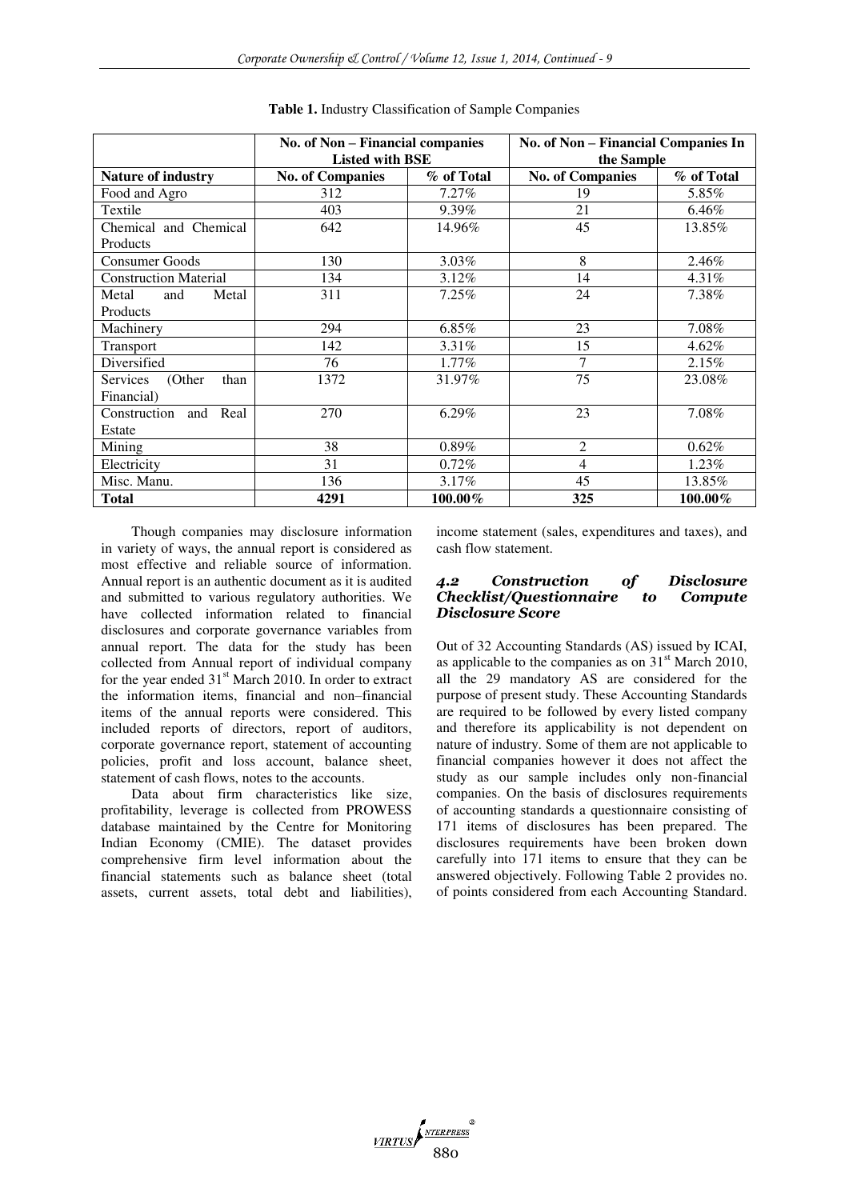**Table 1.** Industry Classification of Sample Companies

| | No. of Non – Financial companies Listed with BSE | | No. of Non – Financial Companies In the Sample | |
|---|---|---|---|---|
| **Nature of industry** | **No. of Companies** | **% of Total** | **No. of Companies** | **% of Total** |
| Food and Agro | 312 | 7.27% | 19 | 5.85% |
| Textile | 403 | 9.39% | 21 | 6.46% |
| Chemical and Chemical Products | 642 | 14.96% | 45 | 13.85% |
| Consumer Goods | 130 | 3.03% | 8 | 2.46% |
| Construction Material | 134 | 3.12% | 14 | 4.31% |
| Metal and Metal Products | 311 | 7.25% | 24 | 7.38% |
| Machinery | 294 | 6.85% | 23 | 7.08% |
| Transport | 142 | 3.31% | 15 | 4.62% |
| Diversified | 76 | 1.77% | 7 | 2.15% |
| Services (Other than Financial) | 1372 | 31.97% | 75 | 23.08% |
| Construction and Real Estate | 270 | 6.29% | 23 | 7.08% |
| Mining | 38 | 0.89% | 2 | 0.62% |
| Electricity | 31 | 0.72% | 4 | 1.23% |
| Misc. Manu. | 136 | 3.17% | 45 | 13.85% |
| **Total** | **4291** | **100.00%** | **325** | **100.00%** |

Though companies may disclosure information in variety of ways, the annual report is considered as most effective and reliable source of information. Annual report is an authentic document as it is audited and submitted to various regulatory authorities. We have collected information related to financial disclosures and corporate governance variables from annual report. The data for the study has been collected from Annual report of individual company for the year ended 31st March 2010. In order to extract the information items, financial and non–financial items of the annual reports were considered. This included reports of directors, report of auditors, corporate governance report, statement of accounting policies, profit and loss account, balance sheet, statement of cash flows, notes to the accounts.

Data about firm characteristics like size, profitability, leverage is collected from PROWESS database maintained by the Centre for Monitoring Indian Economy (CMIE). The dataset provides comprehensive firm level information about the financial statements such as balance sheet (total assets, current assets, total debt and liabilities), income statement (sales, expenditures and taxes), and cash flow statement.

### *4.2 Construction of Disclosure Checklist/Questionnaire to Compute Disclosure Score*

Out of 32 Accounting Standards (AS) issued by ICAI, as applicable to the companies as on 31st March 2010, all the 29 mandatory AS are considered for the purpose of present study. These Accounting Standards are required to be followed by every listed company and therefore its applicability is not dependent on nature of industry. Some of them are not applicable to financial companies however it does not affect the study as our sample includes only non-financial companies. On the basis of disclosures requirements of accounting standards a questionnaire consisting of 171 items of disclosures has been prepared. The disclosures requirements have been broken down carefully into 171 items to ensure that they can be answered objectively. Following Table 2 provides no. of points considered from each Accounting Standard.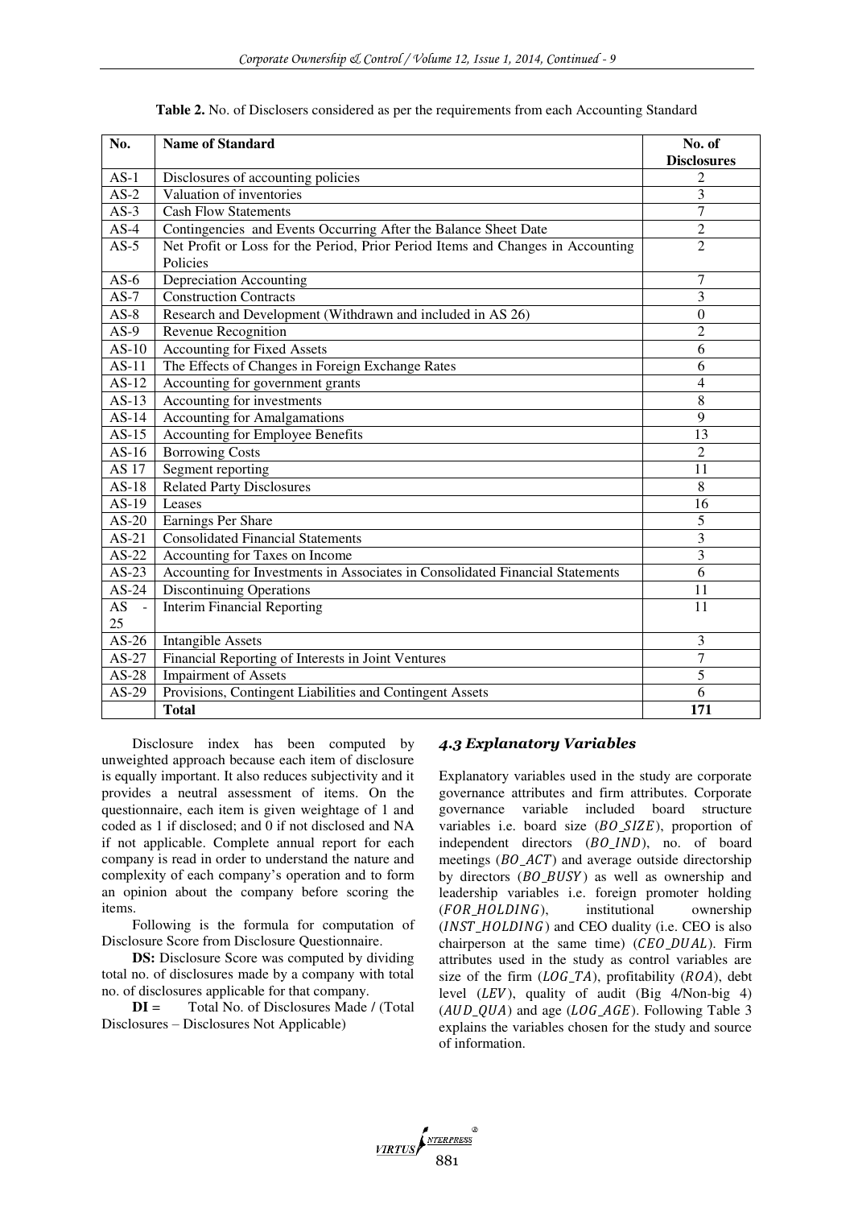**Table 2.** No. of Disclosers considered as per the requirements from each Accounting Standard

| No. | Name of Standard | No. of Disclosures |
|---|---|---|
| AS-1 | Disclosures of accounting policies | 2 |
| AS-2 | Valuation of inventories | 3 |
| AS-3 | Cash Flow Statements | 7 |
| AS-4 | Contingencies and Events Occurring After the Balance Sheet Date | 2 |
| AS-5 | Net Profit or Loss for the Period, Prior Period Items and Changes in Accounting Policies | 2 |
| AS-6 | Depreciation Accounting | 7 |
| AS-7 | Construction Contracts | 3 |
| AS-8 | Research and Development (Withdrawn and included in AS 26) | 0 |
| AS-9 | Revenue Recognition | 2 |
| AS-10 | Accounting for Fixed Assets | 6 |
| AS-11 | The Effects of Changes in Foreign Exchange Rates | 6 |
| AS-12 | Accounting for government grants | 4 |
| AS-13 | Accounting for investments | 8 |
| AS-14 | Accounting for Amalgamations | 9 |
| AS-15 | Accounting for Employee Benefits | 13 |
| AS-16 | Borrowing Costs | 2 |
| AS 17 | Segment reporting | 11 |
| AS-18 | Related Party Disclosures | 8 |
| AS-19 | Leases | 16 |
| AS-20 | Earnings Per Share | 5 |
| AS-21 | Consolidated Financial Statements | 3 |
| AS-22 | Accounting for Taxes on Income | 3 |
| AS-23 | Accounting for Investments in Associates in Consolidated Financial Statements | 6 |
| AS-24 | Discontinuing Operations | 11 |
| AS - 25 | Interim Financial Reporting | 11 |
| AS-26 | Intangible Assets | 3 |
| AS-27 | Financial Reporting of Interests in Joint Ventures | 7 |
| AS-28 | Impairment of Assets | 5 |
| AS-29 | Provisions, Contingent Liabilities and Contingent Assets | 6 |
| | **Total** | **171** |

Disclosure index has been computed by unweighted approach because each item of disclosure is equally important. It also reduces subjectivity and it provides a neutral assessment of items. On the questionnaire, each item is given weightage of 1 and coded as 1 if disclosed; and 0 if not disclosed and NA if not applicable. Complete annual report for each company is read in order to understand the nature and complexity of each company's operation and to form an opinion about the company before scoring the items.

Following is the formula for computation of Disclosure Score from Disclosure Questionnaire.

**DS:** Disclosure Score was computed by dividing total no. of disclosures made by a company with total no. of disclosures applicable for that company.

**DI =** Total No. of Disclosures Made / (Total Disclosures – Disclosures Not Applicable)

### 4.3 Explanatory Variables

Explanatory variables used in the study are corporate governance attributes and firm attributes. Corporate governance variable included board structure variables i.e. board size ($BO\_SIZE$), proportion of independent directors ($BO\_IND$), no. of board meetings ($BO\_ACT$) and average outside directorship by directors ($BO\_BUSY$) as well as ownership and leadership variables i.e. foreign promoter holding ($FOR\_HOLDING$), institutional ownership ($INST\_HOLDING$) and CEO duality (i.e. CEO is also chairperson at the same time) ($CEO\_DUAL$). Firm attributes used in the study as control variables are size of the firm ($LOG\_TA$), profitability ($ROA$), debt level ($LEV$), quality of audit (Big 4/Non-big 4) ($AUD\_QUA$) and age ($LOG\_AGE$). Following Table 3 explains the variables chosen for the study and source of information.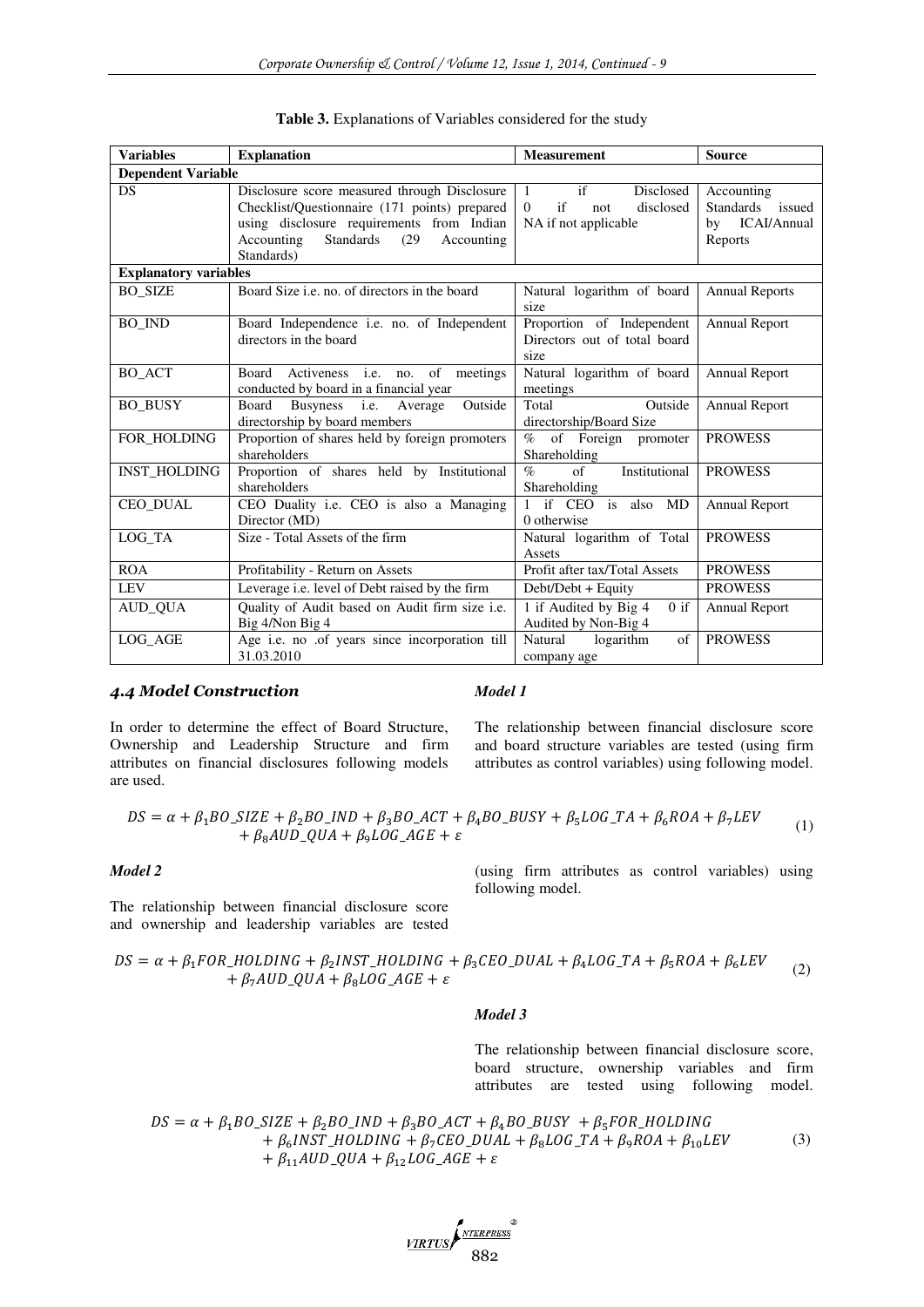**Table 3.** Explanations of Variables considered for the study

| Variables | Explanation | Measurement | Source |
|---|---|---|---|
| **Dependent Variable** | | | |
| DS | Disclosure score measured through Disclosure Checklist/Questionnaire (171 points) prepared using disclosure requirements from Indian Accounting Standards (29 Accounting Standards) | 1 if Disclosed<br>0 if not disclosed<br>NA if not applicable | Accounting Standards issued by ICAI/Annual Reports |
| **Explanatory variables** | | | |
| BO_SIZE | Board Size i.e. no. of directors in the board | Natural logarithm of board size | Annual Reports |
| BO_IND | Board Independence i.e. no. of Independent directors in the board | Proportion of Independent Directors out of total board size | Annual Report |
| BO_ACT | Board Activeness i.e. no. of meetings conducted by board in a financial year | Natural logarithm of board meetings | Annual Report |
| BO_BUSY | Board Busyness i.e. Average Outside directorship by board members | Total Outside directorship/Board Size | Annual Report |
| FOR_HOLDING | Proportion of shares held by foreign promoters shareholders | % of Foreign promoter Shareholding | PROWESS |
| INST_HOLDING | Proportion of shares held by Institutional shareholders | % of Institutional Shareholding | PROWESS |
| CEO_DUAL | CEO Duality i.e. CEO is also a Managing Director (MD) | 1 if CEO is also MD<br>0 otherwise | Annual Report |
| LOG_TA | Size - Total Assets of the firm | Natural logarithm of Total Assets | PROWESS |
| ROA | Profitability - Return on Assets | Profit after tax/Total Assets | PROWESS |
| LEV | Leverage i.e. level of Debt raised by the firm | Debt/Debt + Equity | PROWESS |
| AUD_QUA | Quality of Audit based on Audit firm size i.e. Big 4/Non Big 4 | 1 if Audited by Big 4 0 if Audited by Non-Big 4 | Annual Report |
| LOG_AGE | Age i.e. no .of years since incorporation till 31.03.2010 | Natural logarithm of company age | PROWESS |

### 4.4 Model Construction

In order to determine the effect of Board Structure, Ownership and Leadership Structure and firm attributes on financial disclosures following models are used.

*Model 1*

The relationship between financial disclosure score and board structure variables are tested (using firm attributes as control variables) using following model.

$$DS = \alpha + \beta_1 BO\_SIZE + \beta_2 BO\_IND + \beta_3 BO\_ACT + \beta_4 BO\_BUSY + \beta_5 LOG\_TA + \beta_6 ROA + \beta_7 LEV + \beta_8 AUD\_QUA + \beta_9 LOG\_AGE + \varepsilon \quad (1)$$

*Model 2*

The relationship between financial disclosure score and ownership and leadership variables are tested (using firm attributes as control variables) using following model.

$$DS = \alpha + \beta_1 FOR\_HOLDING + \beta_2 INST\_HOLDING + \beta_3 CEO\_DUAL + \beta_4 LOG\_TA + \beta_5 ROA + \beta_6 LEV + \beta_7 AUD\_QUA + \beta_8 LOG\_AGE + \varepsilon \quad (2)$$

*Model 3*

The relationship between financial disclosure score, board structure, ownership variables and firm attributes are tested using following model.

$$DS = \alpha + \beta_1 BO\_SIZE + \beta_2 BO\_IND + \beta_3 BO\_ACT + \beta_4 BO\_BUSY + \beta_5 FOR\_HOLDING + \beta_6 INST\_HOLDING + \beta_7 CEO\_DUAL + \beta_8 LOG\_TA + \beta_9 ROA + \beta_{10} LEV + \beta_{11} AUD\_QUA + \beta_{12} LOG\_AGE + \varepsilon \quad (3)$$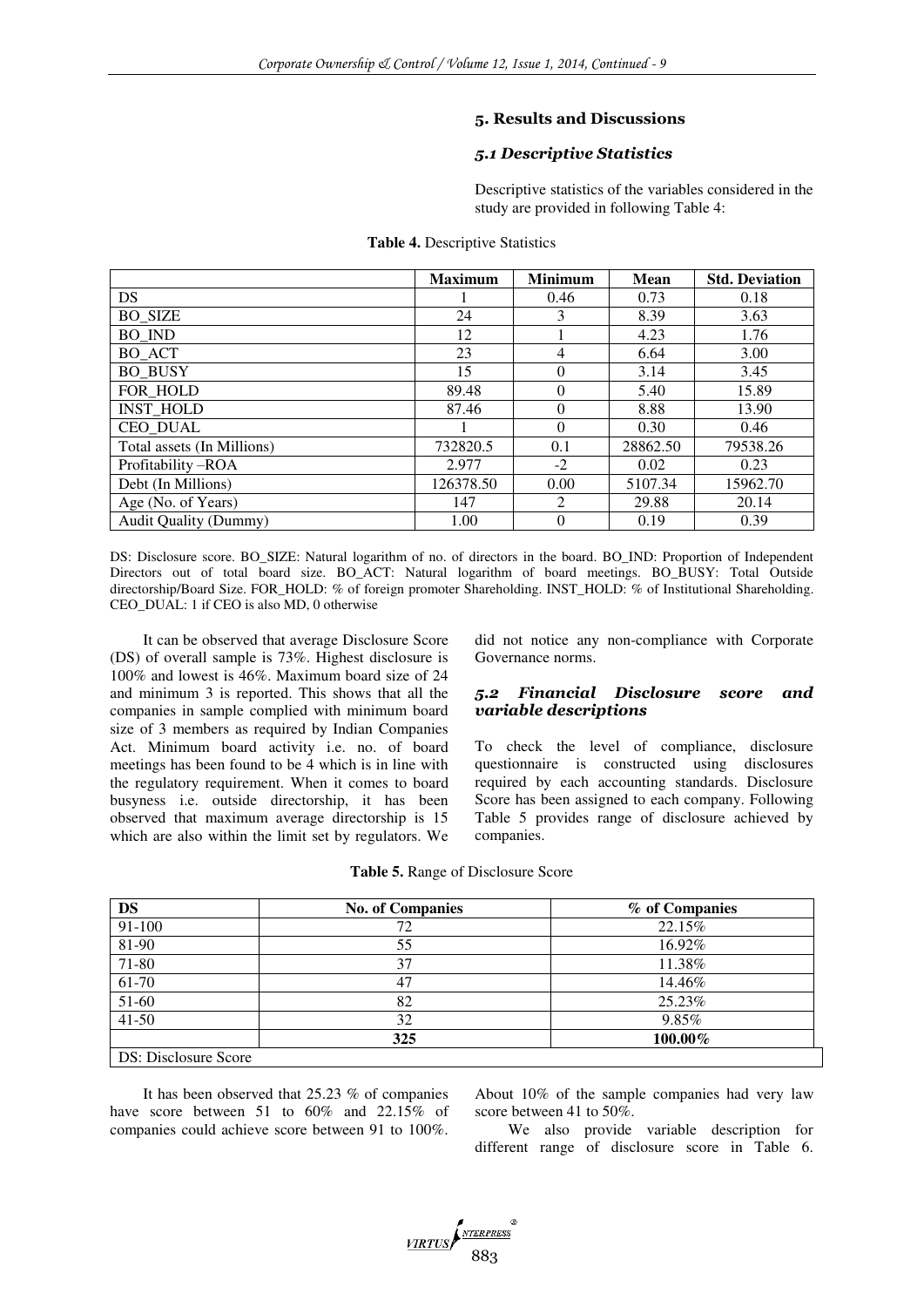## 5. Results and Discussions

### *5.1 Descriptive Statistics*

Descriptive statistics of the variables considered in the study are provided in following Table 4:

**Table 4.** Descriptive Statistics

| | Maximum | Minimum | Mean | Std. Deviation |
|---|---|---|---|---|
| DS | 1 | 0.46 | 0.73 | 0.18 |
| BO_SIZE | 24 | 3 | 8.39 | 3.63 |
| BO_IND | 12 | 1 | 4.23 | 1.76 |
| BO_ACT | 23 | 4 | 6.64 | 3.00 |
| BO_BUSY | 15 | 0 | 3.14 | 3.45 |
| FOR_HOLD | 89.48 | 0 | 5.40 | 15.89 |
| INST_HOLD | 87.46 | 0 | 8.88 | 13.90 |
| CEO_DUAL | 1 | 0 | 0.30 | 0.46 |
| Total assets (In Millions) | 732820.5 | 0.1 | 28862.50 | 79538.26 |
| Profitability –ROA | 2.977 | -2 | 0.02 | 0.23 |
| Debt (In Millions) | 126378.50 | 0.00 | 5107.34 | 15962.70 |
| Age (No. of Years) | 147 | 2 | 29.88 | 20.14 |
| Audit Quality (Dummy) | 1.00 | 0 | 0.19 | 0.39 |

DS: Disclosure score. BO_SIZE: Natural logarithm of no. of directors in the board. BO_IND: Proportion of Independent Directors out of total board size. BO_ACT: Natural logarithm of board meetings. BO_BUSY: Total Outside directorship/Board Size. FOR_HOLD: % of foreign promoter Shareholding. INST_HOLD: % of Institutional Shareholding. CEO_DUAL: 1 if CEO is also MD, 0 otherwise

It can be observed that average Disclosure Score (DS) of overall sample is 73%. Highest disclosure is 100% and lowest is 46%. Maximum board size of 24 and minimum 3 is reported. This shows that all the companies in sample complied with minimum board size of 3 members as required by Indian Companies Act. Minimum board activity i.e. no. of board meetings has been found to be 4 which is in line with the regulatory requirement. When it comes to board busyness i.e. outside directorship, it has been observed that maximum average directorship is 15 which are also within the limit set by regulators. We did not notice any non-compliance with Corporate Governance norms.

### *5.2 Financial Disclosure score and variable descriptions*

To check the level of compliance, disclosure questionnaire is constructed using disclosures required by each accounting standards. Disclosure Score has been assigned to each company. Following Table 5 provides range of disclosure achieved by companies.

**Table 5.** Range of Disclosure Score

| DS | No. of Companies | % of Companies |
|---|---|---|
| 91-100 | 72 | 22.15% |
| 81-90 | 55 | 16.92% |
| 71-80 | 37 | 11.38% |
| 61-70 | 47 | 14.46% |
| 51-60 | 82 | 25.23% |
| 41-50 | 32 | 9.85% |
| | **325** | **100.00%** |

DS: Disclosure Score

It has been observed that 25.23 % of companies have score between 51 to 60% and 22.15% of companies could achieve score between 91 to 100%. About 10% of the sample companies had very law score between 41 to 50%.

We also provide variable description for different range of disclosure score in Table 6.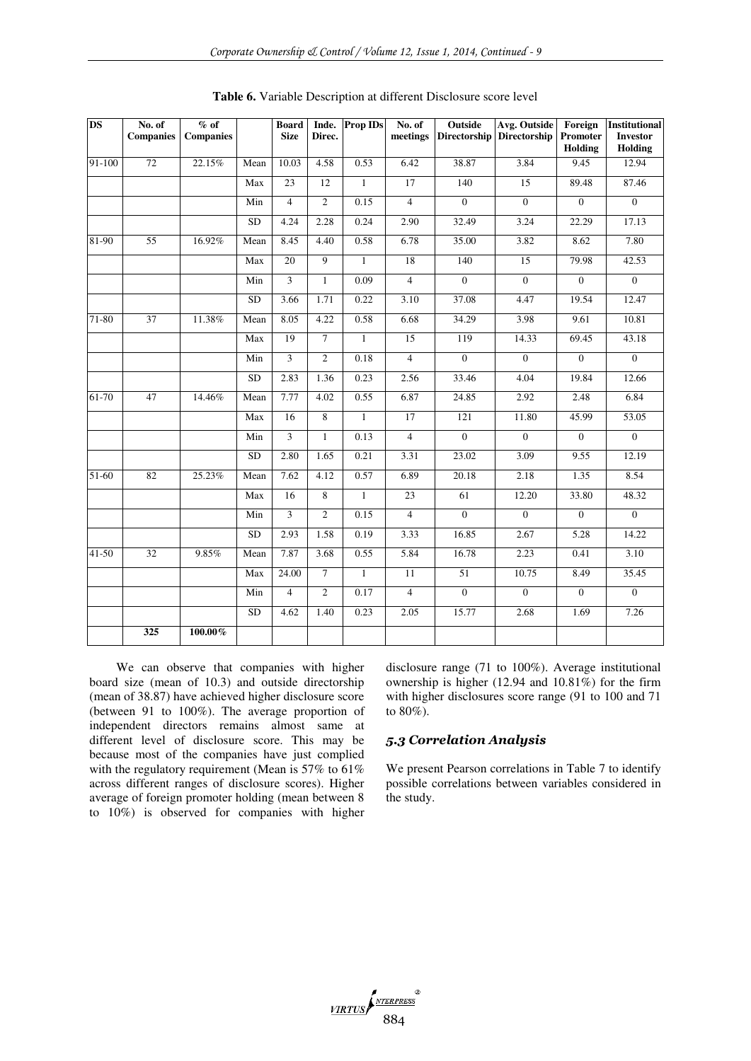**Table 6.** Variable Description at different Disclosure score level

| DS | No. of Companies | % of Companies | | Board Size | Inde. Direc. | Prop IDs | No. of meetings | Outside Directorship | Avg. Outside Directorship | Foreign Promoter Holding | Institutional Investor Holding |
|---|---|---|---|---|---|---|---|---|---|---|---|
| 91-100 | 72 | 22.15% | Mean | 10.03 | 4.58 | 0.53 | 6.42 | 38.87 | 3.84 | 9.45 | 12.94 |
| | | | Max | 23 | 12 | 1 | 17 | 140 | 15 | 89.48 | 87.46 |
| | | | Min | 4 | 2 | 0.15 | 4 | 0 | 0 | 0 | 0 |
| | | | SD | 4.24 | 2.28 | 0.24 | 2.90 | 32.49 | 3.24 | 22.29 | 17.13 |
| 81-90 | 55 | 16.92% | Mean | 8.45 | 4.40 | 0.58 | 6.78 | 35.00 | 3.82 | 8.62 | 7.80 |
| | | | Max | 20 | 9 | 1 | 18 | 140 | 15 | 79.98 | 42.53 |
| | | | Min | 3 | 1 | 0.09 | 4 | 0 | 0 | 0 | 0 |
| | | | SD | 3.66 | 1.71 | 0.22 | 3.10 | 37.08 | 4.47 | 19.54 | 12.47 |
| 71-80 | 37 | 11.38% | Mean | 8.05 | 4.22 | 0.58 | 6.68 | 34.29 | 3.98 | 9.61 | 10.81 |
| | | | Max | 19 | 7 | 1 | 15 | 119 | 14.33 | 69.45 | 43.18 |
| | | | Min | 3 | 2 | 0.18 | 4 | 0 | 0 | 0 | 0 |
| | | | SD | 2.83 | 1.36 | 0.23 | 2.56 | 33.46 | 4.04 | 19.84 | 12.66 |
| 61-70 | 47 | 14.46% | Mean | 7.77 | 4.02 | 0.55 | 6.87 | 24.85 | 2.92 | 2.48 | 6.84 |
| | | | Max | 16 | 8 | 1 | 17 | 121 | 11.80 | 45.99 | 53.05 |
| | | | Min | 3 | 1 | 0.13 | 4 | 0 | 0 | 0 | 0 |
| | | | SD | 2.80 | 1.65 | 0.21 | 3.31 | 23.02 | 3.09 | 9.55 | 12.19 |
| 51-60 | 82 | 25.23% | Mean | 7.62 | 4.12 | 0.57 | 6.89 | 20.18 | 2.18 | 1.35 | 8.54 |
| | | | Max | 16 | 8 | 1 | 23 | 61 | 12.20 | 33.80 | 48.32 |
| | | | Min | 3 | 2 | 0.15 | 4 | 0 | 0 | 0 | 0 |
| | | | SD | 2.93 | 1.58 | 0.19 | 3.33 | 16.85 | 2.67 | 5.28 | 14.22 |
| 41-50 | 32 | 9.85% | Mean | 7.87 | 3.68 | 0.55 | 5.84 | 16.78 | 2.23 | 0.41 | 3.10 |
| | | | Max | 24.00 | 7 | 1 | 11 | 51 | 10.75 | 8.49 | 35.45 |
| | | | Min | 4 | 2 | 0.17 | 4 | 0 | 0 | 0 | 0 |
| | | | SD | 4.62 | 1.40 | 0.23 | 2.05 | 15.77 | 2.68 | 1.69 | 7.26 |
| | **325** | **100.00%** | | | | | | | | | |

We can observe that companies with higher board size (mean of 10.3) and outside directorship (mean of 38.87) have achieved higher disclosure score (between 91 to 100%). The average proportion of independent directors remains almost same at different level of disclosure score. This may be because most of the companies have just complied with the regulatory requirement (Mean is 57% to 61% across different ranges of disclosure scores). Higher average of foreign promoter holding (mean between 8 to 10%) is observed for companies with higher disclosure range (71 to 100%). Average institutional ownership is higher (12.94 and 10.81%) for the firm with higher disclosures score range (91 to 100 and 71 to 80%).

### *5.3 Correlation Analysis*

We present Pearson correlations in Table 7 to identify possible correlations between variables considered in the study.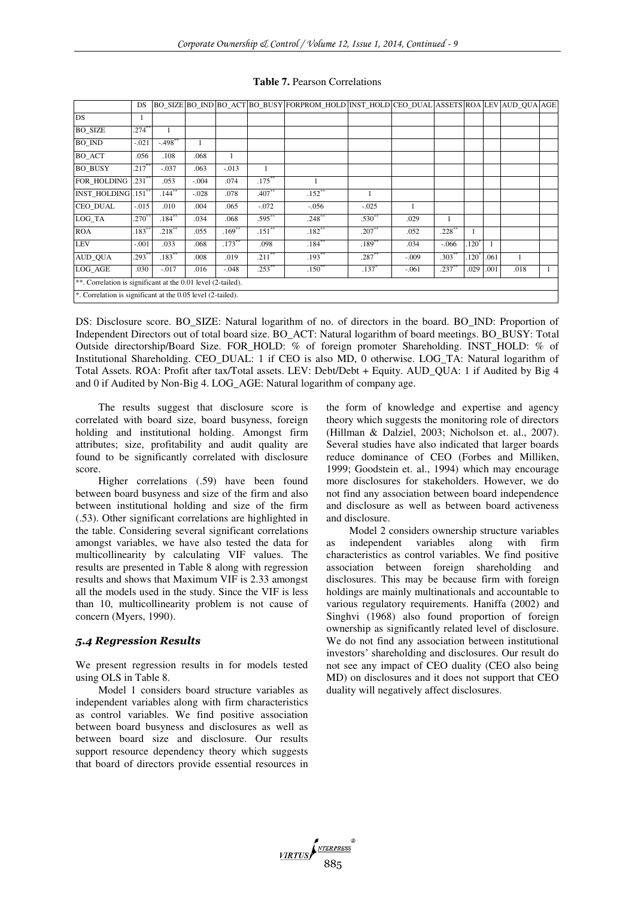**Table 7.** Pearson Correlations

| | DS | BO_SIZE | BO_IND | BO_ACT | BO_BUSY | FORPROM_HOLD | INST_HOLD | CEO_DUAL | ASSETS | ROA | LEV | AUD_QUA | AGE |
|---|---|---|---|---|---|---|---|---|---|---|---|---|---|
| DS | 1 | | | | | | | | | | | | |
| BO_SIZE | .274** | 1 | | | | | | | | | | | |
| BO_IND | -.021 | -.498** | 1 | | | | | | | | | | |
| BO_ACT | .056 | .108 | .068 | 1 | | | | | | | | | |
| BO_BUSY | .217** | -.037 | .063 | -.013 | 1 | | | | | | | | |
| FOR_HOLDING | .231** | .053 | -.004 | .074 | .175** | 1 | | | | | | | |
| INST_HOLDING | .151** | .144** | -.028 | .078 | .407** | .152** | 1 | | | | | | |
| CEO_DUAL | -.015 | .010 | .004 | .065 | -.072 | -.056 | -.025 | 1 | | | | | |
| LOG_TA | .270** | .184** | .034 | .068 | .595** | .248** | .530** | .029 | 1 | | | | |
| ROA | .183** | .218** | .055 | .169** | .151** | .182** | .207** | .052 | .228** | 1 | | | |
| LEV | -.001 | .033 | .068 | .173** | .098 | .184** | .189** | .034 | -.066 | .120* | 1 | | |
| AUD_QUA | .293** | .183** | .008 | .019 | .211** | .193** | .287** | -.009 | .303** | .120* | .061 | 1 | |
| LOG_AGE | .030 | -.017 | .016 | -.048 | .253** | .150** | .137* | -.061 | .237** | .029 | .001 | .018 | 1 |
| **. Correlation is significant at the 0.01 level (2-tailed). | | | | | | | | | | | | | |
| *. Correlation is significant at the 0.05 level (2-tailed). | | | | | | | | | | | | | |

DS: Disclosure score. BO_SIZE: Natural logarithm of no. of directors in the board. BO_IND: Proportion of Independent Directors out of total board size. BO_ACT: Natural logarithm of board meetings. BO_BUSY: Total Outside directorship/Board Size. FOR_HOLD: % of foreign promoter Shareholding. INST_HOLD: % of Institutional Shareholding. CEO_DUAL: 1 if CEO is also MD, 0 otherwise. LOG_TA: Natural logarithm of Total Assets. ROA: Profit after tax/Total assets. LEV: Debt/Debt + Equity. AUD_QUA: 1 if Audited by Big 4 and 0 if Audited by Non-Big 4. LOG_AGE: Natural logarithm of company age.

The results suggest that disclosure score is correlated with board size, board busyness, foreign holding and institutional holding. Amongst firm attributes; size, profitability and audit quality are found to be significantly correlated with disclosure score.

Higher correlations (.59) have been found between board busyness and size of the firm and also between institutional holding and size of the firm (.53). Other significant correlations are highlighted in the table. Considering several significant correlations amongst variables, we have also tested the data for multicollinearity by calculating VIF values. The results are presented in Table 8 along with regression results and shows that Maximum VIF is 2.33 amongst all the models used in the study. Since the VIF is less than 10, multicollinearity problem is not cause of concern (Myers, 1990).

### *5.4 Regression Results*

We present regression results in for models tested using OLS in Table 8.

Model 1 considers board structure variables as independent variables along with firm characteristics as control variables. We find positive association between board busyness and disclosures as well as between board size and disclosure. Our results support resource dependency theory which suggests that board of directors provide essential resources in the form of knowledge and expertise and agency theory which suggests the monitoring role of directors (Hillman & Dalziel, 2003; Nicholson et. al., 2007). Several studies have also indicated that larger boards reduce dominance of CEO (Forbes and Milliken, 1999; Goodstein et. al., 1994) which may encourage more disclosures for stakeholders. However, we do not find any association between board independence and disclosure as well as between board activeness and disclosure.

Model 2 considers ownership structure variables as independent variables along with firm characteristics as control variables. We find positive association between foreign shareholding and disclosures. This may be because firm with foreign holdings are mainly multinationals and accountable to various regulatory requirements. Haniffa (2002) and Singhvi (1968) also found proportion of foreign ownership as significantly related level of disclosure. We do not find any association between institutional investors' shareholding and disclosures. Our result do not see any impact of CEO duality (CEO also being MD) on disclosures and it does not support that CEO duality will negatively affect disclosures.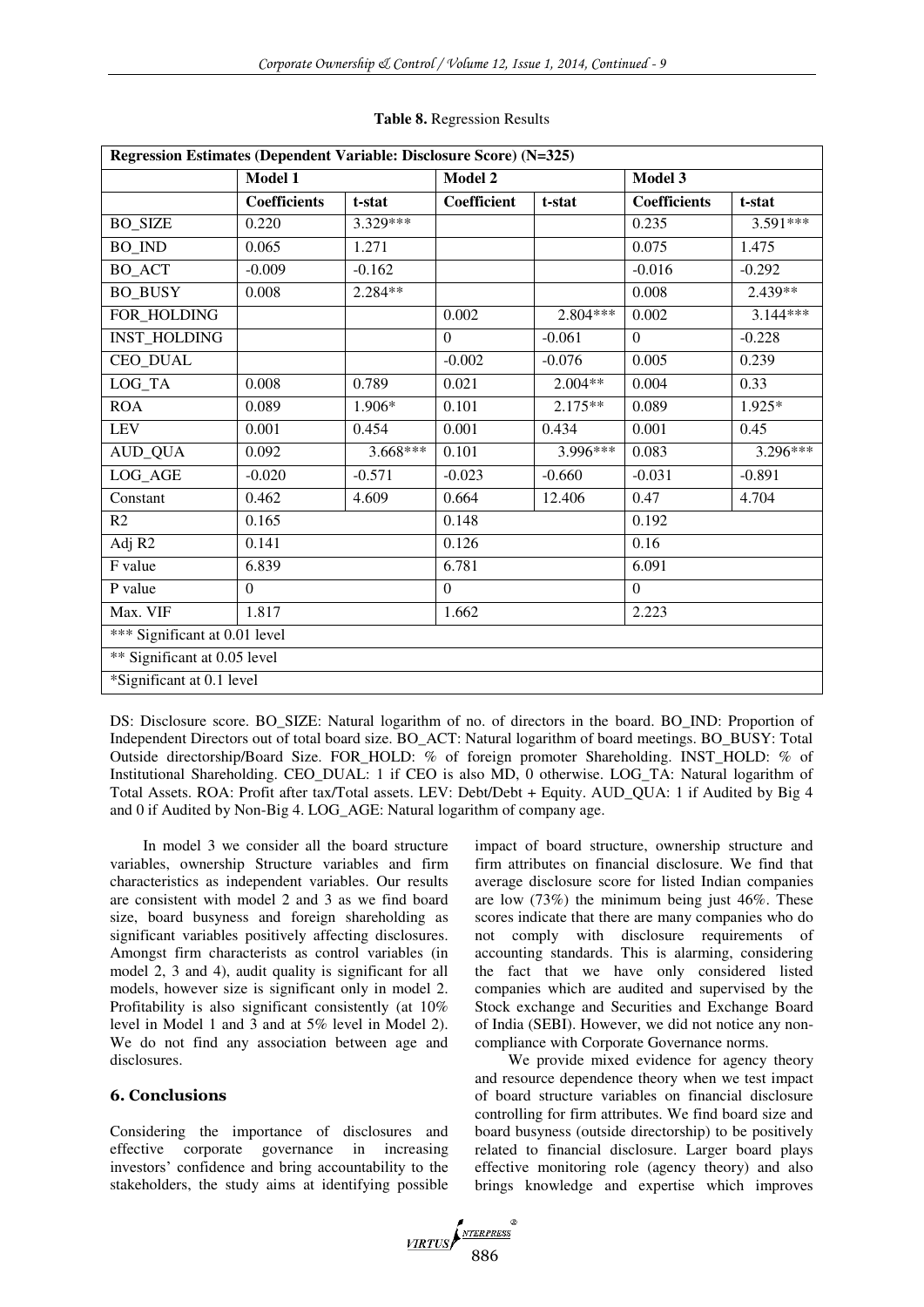**Table 8.** Regression Results

| Regression Estimates (Dependent Variable: Disclosure Score) (N=325) | | | | | | |
|---|---|---|---|---|---|---|
| | **Model 1** | | **Model 2** | | **Model 3** | |
| | **Coefficients** | **t-stat** | **Coefficient** | **t-stat** | **Coefficients** | **t-stat** |
| BO_SIZE | 0.220 | 3.329*** | | | 0.235 | 3.591*** |
| BO_IND | 0.065 | 1.271 | | | 0.075 | 1.475 |
| BO_ACT | -0.009 | -0.162 | | | -0.016 | -0.292 |
| BO_BUSY | 0.008 | 2.284** | | | 0.008 | 2.439** |
| FOR_HOLDING | | | 0.002 | 2.804*** | 0.002 | 3.144*** |
| INST_HOLDING | | | 0 | -0.061 | 0 | -0.228 |
| CEO_DUAL | | | -0.002 | -0.076 | 0.005 | 0.239 |
| LOG_TA | 0.008 | 0.789 | 0.021 | 2.004** | 0.004 | 0.33 |
| ROA | 0.089 | 1.906* | 0.101 | 2.175** | 0.089 | 1.925* |
| LEV | 0.001 | 0.454 | 0.001 | 0.434 | 0.001 | 0.45 |
| AUD_QUA | 0.092 | 3.668*** | 0.101 | 3.996*** | 0.083 | 3.296*** |
| LOG_AGE | -0.020 | -0.571 | -0.023 | -0.660 | -0.031 | -0.891 |
| Constant | 0.462 | 4.609 | 0.664 | 12.406 | 0.47 | 4.704 |
| R2 | 0.165 | | 0.148 | | 0.192 | |
| Adj R2 | 0.141 | | 0.126 | | 0.16 | |
| F value | 6.839 | | 6.781 | | 6.091 | |
| P value | 0 | | 0 | | 0 | |
| Max. VIF | 1.817 | | 1.662 | | 2.223 | |
| *** Significant at 0.01 level | | | | | | |
| ** Significant at 0.05 level | | | | | | |
| *Significant at 0.1 level | | | | | | |

DS: Disclosure score. BO_SIZE: Natural logarithm of no. of directors in the board. BO_IND: Proportion of Independent Directors out of total board size. BO_ACT: Natural logarithm of board meetings. BO_BUSY: Total Outside directorship/Board Size. FOR_HOLD: % of foreign promoter Shareholding. INST_HOLD: % of Institutional Shareholding. CEO_DUAL: 1 if CEO is also MD, 0 otherwise. LOG_TA: Natural logarithm of Total Assets. ROA: Profit after tax/Total assets. LEV: Debt/Debt + Equity. AUD_QUA: 1 if Audited by Big 4 and 0 if Audited by Non-Big 4. LOG_AGE: Natural logarithm of company age.

In model 3 we consider all the board structure variables, ownership Structure variables and firm characteristics as independent variables. Our results are consistent with model 2 and 3 as we find board size, board busyness and foreign shareholding as significant variables positively affecting disclosures. Amongst firm characterists as control variables (in model 2, 3 and 4), audit quality is significant for all models, however size is significant only in model 2. Profitability is also significant consistently (at 10% level in Model 1 and 3 and at 5% level in Model 2). We do not find any association between age and disclosures.

## 6. Conclusions

Considering the importance of disclosures and effective corporate governance in increasing investors' confidence and bring accountability to the stakeholders, the study aims at identifying possible impact of board structure, ownership structure and firm attributes on financial disclosure. We find that average disclosure score for listed Indian companies are low (73%) the minimum being just 46%. These scores indicate that there are many companies who do not comply with disclosure requirements of accounting standards. This is alarming, considering the fact that we have only considered listed companies which are audited and supervised by the Stock exchange and Securities and Exchange Board of India (SEBI). However, we did not notice any non-compliance with Corporate Governance norms.

We provide mixed evidence for agency theory and resource dependence theory when we test impact of board structure variables on financial disclosure controlling for firm attributes. We find board size and board busyness (outside directorship) to be positively related to financial disclosure. Larger board plays effective monitoring role (agency theory) and also brings knowledge and expertise which improves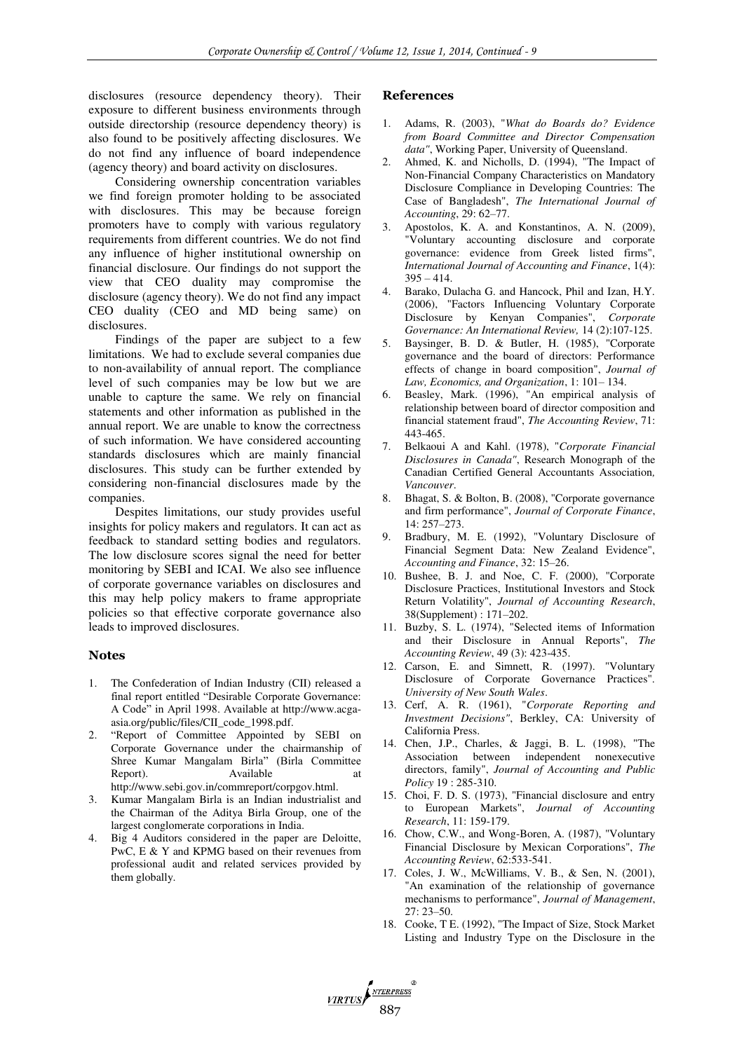disclosures (resource dependency theory). Their exposure to different business environments through outside directorship (resource dependency theory) is also found to be positively affecting disclosures. We do not find any influence of board independence (agency theory) and board activity on disclosures.

Considering ownership concentration variables we find foreign promoter holding to be associated with disclosures. This may be because foreign promoters have to comply with various regulatory requirements from different countries. We do not find any influence of higher institutional ownership on financial disclosure. Our findings do not support the view that CEO duality may compromise the disclosure (agency theory). We do not find any impact CEO duality (CEO and MD being same) on disclosures.

Findings of the paper are subject to a few limitations. We had to exclude several companies due to non-availability of annual report. The compliance level of such companies may be low but we are unable to capture the same. We rely on financial statements and other information as published in the annual report. We are unable to know the correctness of such information. We have considered accounting standards disclosures which are mainly financial disclosures. This study can be further extended by considering non-financial disclosures made by the companies.

Despites limitations, our study provides useful insights for policy makers and regulators. It can act as feedback to standard setting bodies and regulators. The low disclosure scores signal the need for better monitoring by SEBI and ICAI. We also see influence of corporate governance variables on disclosures and this may help policy makers to frame appropriate policies so that effective corporate governance also leads to improved disclosures.

## Notes

1. The Confederation of Indian Industry (CII) released a final report entitled "Desirable Corporate Governance: A Code" in April 1998. Available at http://www.acga-asia.org/public/files/CII_code_1998.pdf.
2. "Report of Committee Appointed by SEBI on Corporate Governance under the chairmanship of Shree Kumar Mangalam Birla" (Birla Committee Report). Available at http://www.sebi.gov.in/commreport/corpgov.html.
3. Kumar Mangalam Birla is an Indian industrialist and the Chairman of the Aditya Birla Group, one of the largest conglomerate corporations in India.
4. Big 4 Auditors considered in the paper are Deloitte, PwC, E & Y and KPMG based on their revenues from professional audit and related services provided by them globally.

## References

1. Adams, R. (2003), "*What do Boards do? Evidence from Board Committee and Director Compensation data"*, Working Paper, University of Queensland.
2. Ahmed, K. and Nicholls, D. (1994), "The Impact of Non-Financial Company Characteristics on Mandatory Disclosure Compliance in Developing Countries: The Case of Bangladesh", *The International Journal of Accounting*, 29: 62–77.
3. Apostolos, K. A. and Konstantinos, A. N. (2009), "Voluntary accounting disclosure and corporate governance: evidence from Greek listed firms", *International Journal of Accounting and Finance*, 1(4): 395 – 414.
4. Barako, Dulacha G. and Hancock, Phil and Izan, H.Y. (2006), "Factors Influencing Voluntary Corporate Disclosure by Kenyan Companies", *Corporate Governance: An International Review,* 14 (2):107-125.
5. Baysinger, B. D. & Butler, H. (1985), "Corporate governance and the board of directors: Performance effects of change in board composition", *Journal of Law, Economics, and Organization*, 1: 101– 134.
6. Beasley, Mark. (1996), "An empirical analysis of relationship between board of director composition and financial statement fraud", *The Accounting Review*, 71: 443-465.
7. Belkaoui A and Kahl. (1978), "*Corporate Financial Disclosures in Canada"*, Research Monograph of the Canadian Certified General Accountants Association*, Vancouver*.
8. Bhagat, S. & Bolton, B. (2008), "Corporate governance and firm performance", *Journal of Corporate Finance*, 14: 257–273.
9. Bradbury, M. E. (1992), "Voluntary Disclosure of Financial Segment Data: New Zealand Evidence", *Accounting and Finance*, 32: 15–26.
10. Bushee, B. J. and Noe, C. F. (2000), "Corporate Disclosure Practices, Institutional Investors and Stock Return Volatility", *Journal of Accounting Research*, 38(Supplement) : 171–202.
11. Buzby, S. L. (1974), "Selected items of Information and their Disclosure in Annual Reports", *The Accounting Review*, 49 (3): 423-435.
12. Carson, E. and Simnett, R. (1997). "Voluntary Disclosure of Corporate Governance Practices". *University of New South Wales*.
13. Cerf, A. R. (1961), "*Corporate Reporting and Investment Decisions"*, Berkley, CA: University of California Press.
14. Chen, J.P., Charles, & Jaggi, B. L. (1998), "The Association between independent nonexecutive directors, family", *Journal of Accounting and Public Policy* 19 : 285-310.
15. Choi, F. D. S. (1973), "Financial disclosure and entry to European Markets", *Journal of Accounting Research*, 11: 159-179.
16. Chow, C.W., and Wong-Boren, A. (1987), "Voluntary Financial Disclosure by Mexican Corporations", *The Accounting Review*, 62:533-541.
17. Coles, J. W., McWilliams, V. B., & Sen, N. (2001), "An examination of the relationship of governance mechanisms to performance", *Journal of Management*, 27: 23–50.
18. Cooke, T E. (1992), "The Impact of Size, Stock Market Listing and Industry Type on the Disclosure in the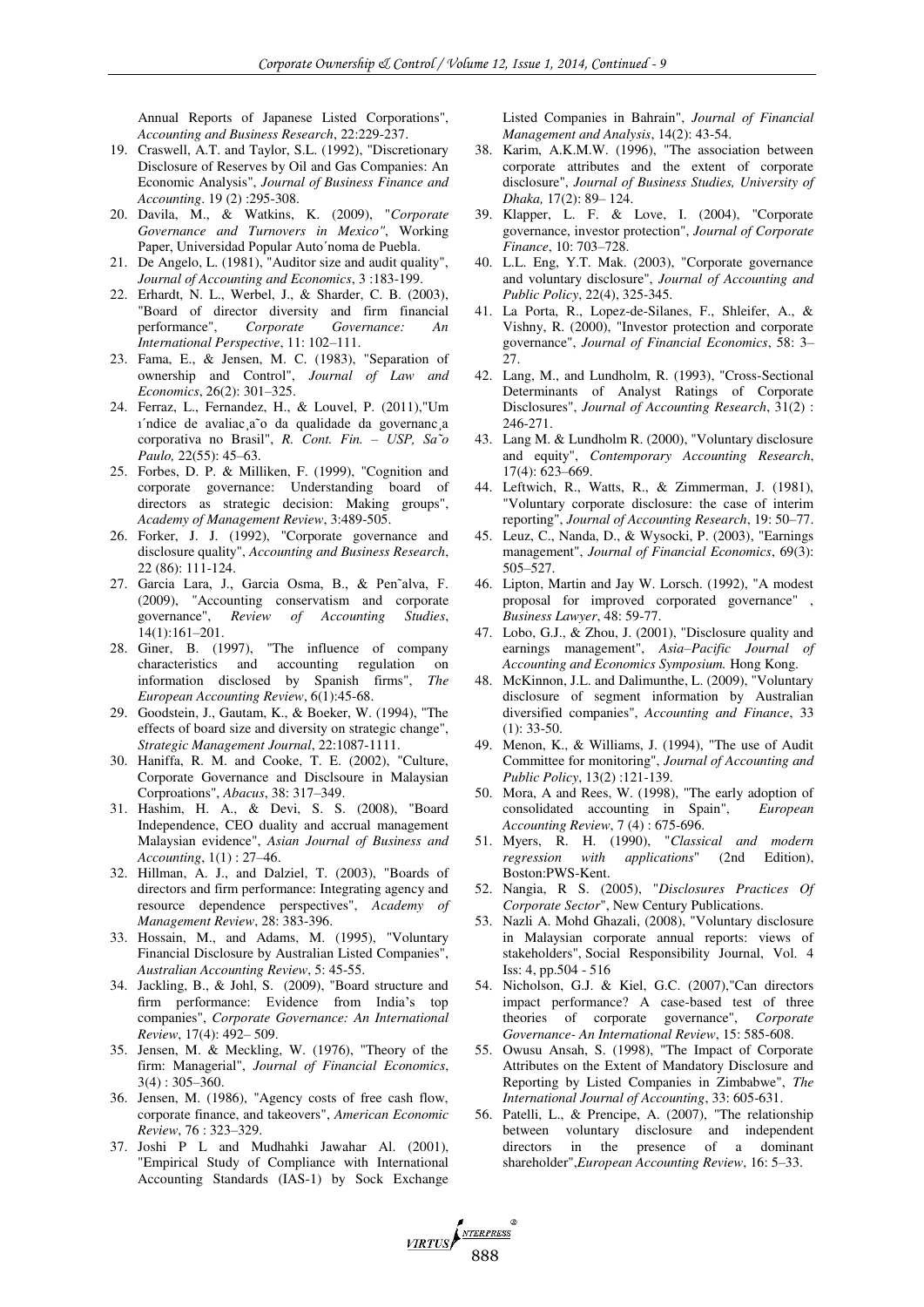Annual Reports of Japanese Listed Corporations", *Accounting and Business Research*, 22:229-237.

19. Craswell, A.T. and Taylor, S.L. (1992), "Discretionary Disclosure of Reserves by Oil and Gas Companies: An Economic Analysis", *Journal of Business Finance and Accounting*. 19 (2) :295-308.
20. Davila, M., & Watkins, K. (2009), "*Corporate Governance and Turnovers in Mexico"*, Working Paper, Universidad Popular Auto´noma de Puebla.
21. De Angelo, L. (1981), "Auditor size and audit quality", *Journal of Accounting and Economics*, 3 :183-199.
22. Erhardt, N. L., Werbel, J., & Sharder, C. B. (2003), "Board of director diversity and firm financial performance", *Corporate Governance: An International Perspective*, 11: 102–111.
23. Fama, E., & Jensen, M. C. (1983), "Separation of ownership and Control", *Journal of Law and Economics*, 26(2): 301–325.
24. Ferraz, L., Fernandez, H., & Louvel, P. (2011),"Um ı´ndice de avaliac¸a˜o da qualidade da governanc¸a corporativa no Brasil", *R. Cont. Fin. – USP, Sa˜o Paulo,* 22(55): 45–63.
25. Forbes, D. P. & Milliken, F. (1999), "Cognition and corporate governance: Understanding board of directors as strategic decision: Making groups", *Academy of Management Review*, 3:489-505.
26. Forker, J. J. (1992), "Corporate governance and disclosure quality", *Accounting and Business Research*, 22 (86): 111-124.
27. Garcia Lara, J., Garcia Osma, B., & Pen˜alva, F. (2009), "Accounting conservatism and corporate governance", *Review of Accounting Studies*, 14(1):161–201.
28. Giner, B. (1997), "The influence of company characteristics and accounting regulation on information disclosed by Spanish firms", *The European Accounting Review*, 6(1):45-68.
29. Goodstein, J., Gautam, K., & Boeker, W. (1994), "The effects of board size and diversity on strategic change", *Strategic Management Journal*, 22:1087-1111.
30. Haniffa, R. M. and Cooke, T. E. (2002), "Culture, Corporate Governance and Disclsoure in Malaysian Corproations", *Abacus*, 38: 317–349.
31. Hashim, H. A., & Devi, S. S. (2008), "Board Independence, CEO duality and accrual management Malaysian evidence", *Asian Journal of Business and Accounting*, 1(1) : 27–46.
32. Hillman, A. J., and Dalziel, T. (2003), "Boards of directors and firm performance: Integrating agency and resource dependence perspectives", *Academy of Management Review*, 28: 383-396.
33. Hossain, M., and Adams, M. (1995), "Voluntary Financial Disclosure by Australian Listed Companies", *Australian Accounting Review*, 5: 45-55.
34. Jackling, B., & Johl, S. (2009), "Board structure and firm performance: Evidence from India's top companies", *Corporate Governance: An International Review*, 17(4): 492– 509.
35. Jensen, M. & Meckling, W. (1976), "Theory of the firm: Managerial", *Journal of Financial Economics*, 3(4) : 305–360.
36. Jensen, M. (1986), "Agency costs of free cash flow, corporate finance, and takeovers", *American Economic Review*, 76 : 323–329.
37. Joshi P L and Mudhahki Jawahar Al. (2001), "Empirical Study of Compliance with International Accounting Standards (IAS-1) by Sock Exchange Listed Companies in Bahrain", *Journal of Financial Management and Analysis*, 14(2): 43-54.
38. Karim, A.K.M.W. (1996), "The association between corporate attributes and the extent of corporate disclosure", *Journal of Business Studies, University of Dhaka,* 17(2): 89– 124.
39. Klapper, L. F. & Love, I. (2004), "Corporate governance, investor protection", *Journal of Corporate Finance*, 10: 703–728.
40. L.L. Eng, Y.T. Mak. (2003), "Corporate governance and voluntary disclosure", *Journal of Accounting and Public Policy*, 22(4), 325-345.
41. La Porta, R., Lopez-de-Silanes, F., Shleifer, A., & Vishny, R. (2000), "Investor protection and corporate governance", *Journal of Financial Economics*, 58: 3–27.
42. Lang, M., and Lundholm, R. (1993), "Cross-Sectional Determinants of Analyst Ratings of Corporate Disclosures", *Journal of Accounting Research*, 31(2) : 246-271.
43. Lang M. & Lundholm R. (2000), "Voluntary disclosure and equity", *Contemporary Accounting Research*, 17(4): 623–669.
44. Leftwich, R., Watts, R., & Zimmerman, J. (1981), "Voluntary corporate disclosure: the case of interim reporting", *Journal of Accounting Research*, 19: 50–77.
45. Leuz, C., Nanda, D., & Wysocki, P. (2003), "Earnings management", *Journal of Financial Economics*, 69(3): 505–527.
46. Lipton, Martin and Jay W. Lorsch. (1992), "A modest proposal for improved corporated governance" , *Business Lawyer*, 48: 59-77.
47. Lobo, G.J., & Zhou, J. (2001), "Disclosure quality and earnings management", *Asia–Pacific Journal of Accounting and Economics Symposium.* Hong Kong.
48. McKinnon, J.L. and Dalimunthe, L. (2009), "Voluntary disclosure of segment information by Australian diversified companies", *Accounting and Finance*, 33 (1): 33-50.
49. Menon, K., & Williams, J. (1994), "The use of Audit Committee for monitoring", *Journal of Accounting and Public Policy*, 13(2) :121-139.
50. Mora, A and Rees, W. (1998), "The early adoption of consolidated accounting in Spain", *European Accounting Review*, 7 (4) : 675-696.
51. Myers, R. H. (1990), "*Classical and modern regression with applications*" (2nd Edition), Boston:PWS-Kent.
52. Nangia, R S. (2005), "*Disclosures Practices Of Corporate Sector*", New Century Publications.
53. Nazli A. Mohd Ghazali, (2008), "Voluntary disclosure in Malaysian corporate annual reports: views of stakeholders", Social Responsibility Journal, Vol. 4 Iss: 4, pp.504 - 516
54. Nicholson, G.J. & Kiel, G.C. (2007),"Can directors impact performance? A case-based test of three theories of corporate governance", *Corporate Governance- An International Review*, 15: 585-608.
55. Owusu Ansah, S. (1998), "The Impact of Corporate Attributes on the Extent of Mandatory Disclosure and Reporting by Listed Companies in Zimbabwe", *The International Journal of Accounting*, 33: 605-631.
56. Patelli, L., & Prencipe, A. (2007), "The relationship between voluntary disclosure and independent directors in the presence of a dominant shareholder",*European Accounting Review*, 16: 5–33.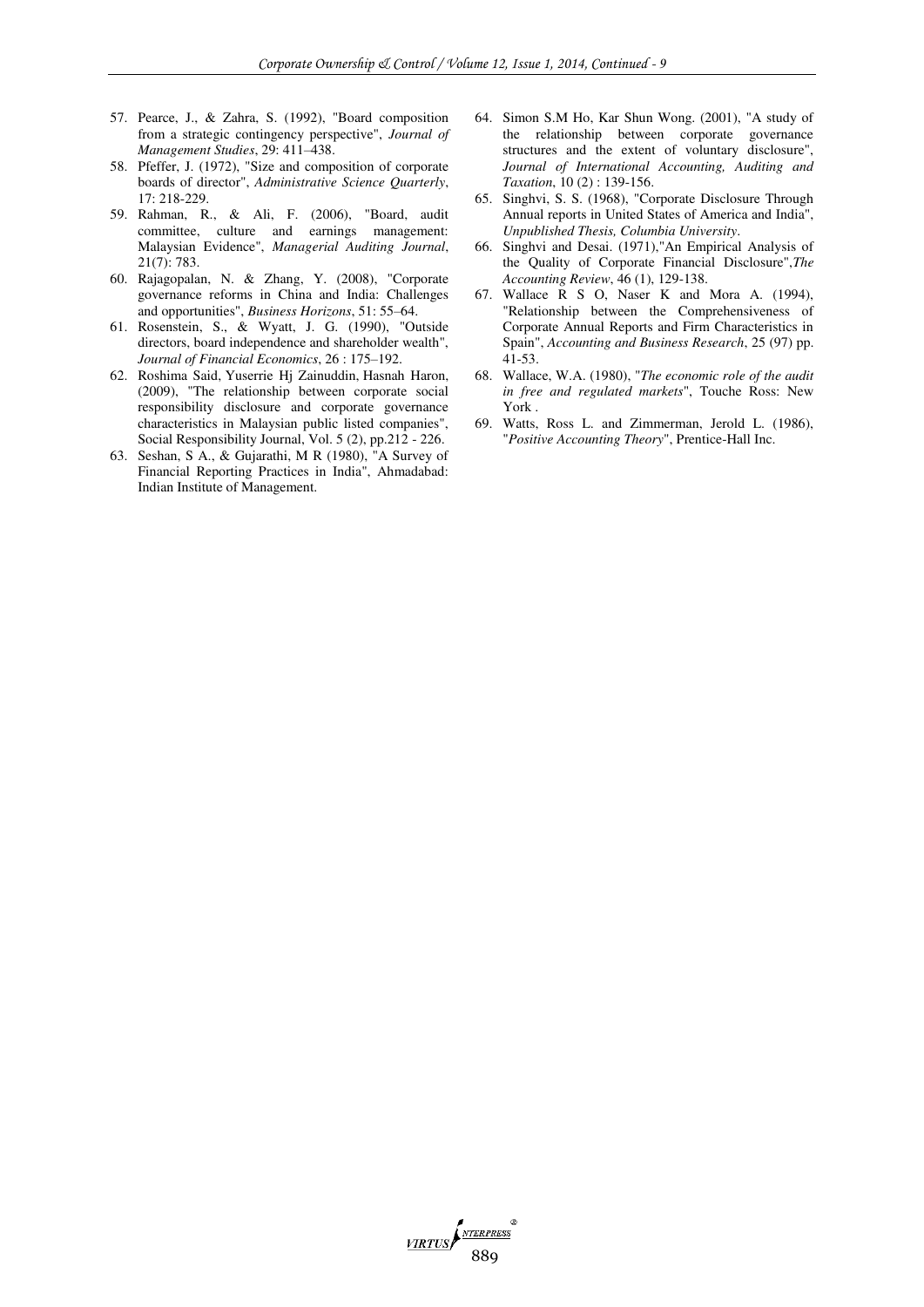57. Pearce, J., & Zahra, S. (1992), "Board composition from a strategic contingency perspective", *Journal of Management Studies*, 29: 411–438.
58. Pfeffer, J. (1972), "Size and composition of corporate boards of director", *Administrative Science Quarterly*, 17: 218-229.
59. Rahman, R., & Ali, F. (2006), "Board, audit committee, culture and earnings management: Malaysian Evidence", *Managerial Auditing Journal*, 21(7): 783.
60. Rajagopalan, N. & Zhang, Y. (2008), "Corporate governance reforms in China and India: Challenges and opportunities", *Business Horizons*, 51: 55–64.
61. Rosenstein, S., & Wyatt, J. G. (1990), "Outside directors, board independence and shareholder wealth", *Journal of Financial Economics*, 26 : 175–192.
62. Roshima Said, Yuserrie Hj Zainuddin, Hasnah Haron, (2009), "The relationship between corporate social responsibility disclosure and corporate governance characteristics in Malaysian public listed companies", Social Responsibility Journal, Vol. 5 (2), pp.212 - 226.
63. Seshan, S A., & Gujarathi, M R (1980), "A Survey of Financial Reporting Practices in India", Ahmadabad: Indian Institute of Management.
64. Simon S.M Ho, Kar Shun Wong. (2001), "A study of the relationship between corporate governance structures and the extent of voluntary disclosure", *Journal of International Accounting, Auditing and Taxation*, 10 (2) : 139-156.
65. Singhvi, S. S. (1968), "Corporate Disclosure Through Annual reports in United States of America and India", *Unpublished Thesis, Columbia University*.
66. Singhvi and Desai. (1971),"An Empirical Analysis of the Quality of Corporate Financial Disclosure",*The Accounting Review*, 46 (1), 129-138.
67. Wallace R S O, Naser K and Mora A. (1994), "Relationship between the Comprehensiveness of Corporate Annual Reports and Firm Characteristics in Spain", *Accounting and Business Research*, 25 (97) pp. 41-53.
68. Wallace, W.A. (1980), "*The economic role of the audit in free and regulated markets*", Touche Ross: New York .
69. Watts, Ross L. and Zimmerman, Jerold L. (1986), "*Positive Accounting Theory*", Prentice-Hall Inc.